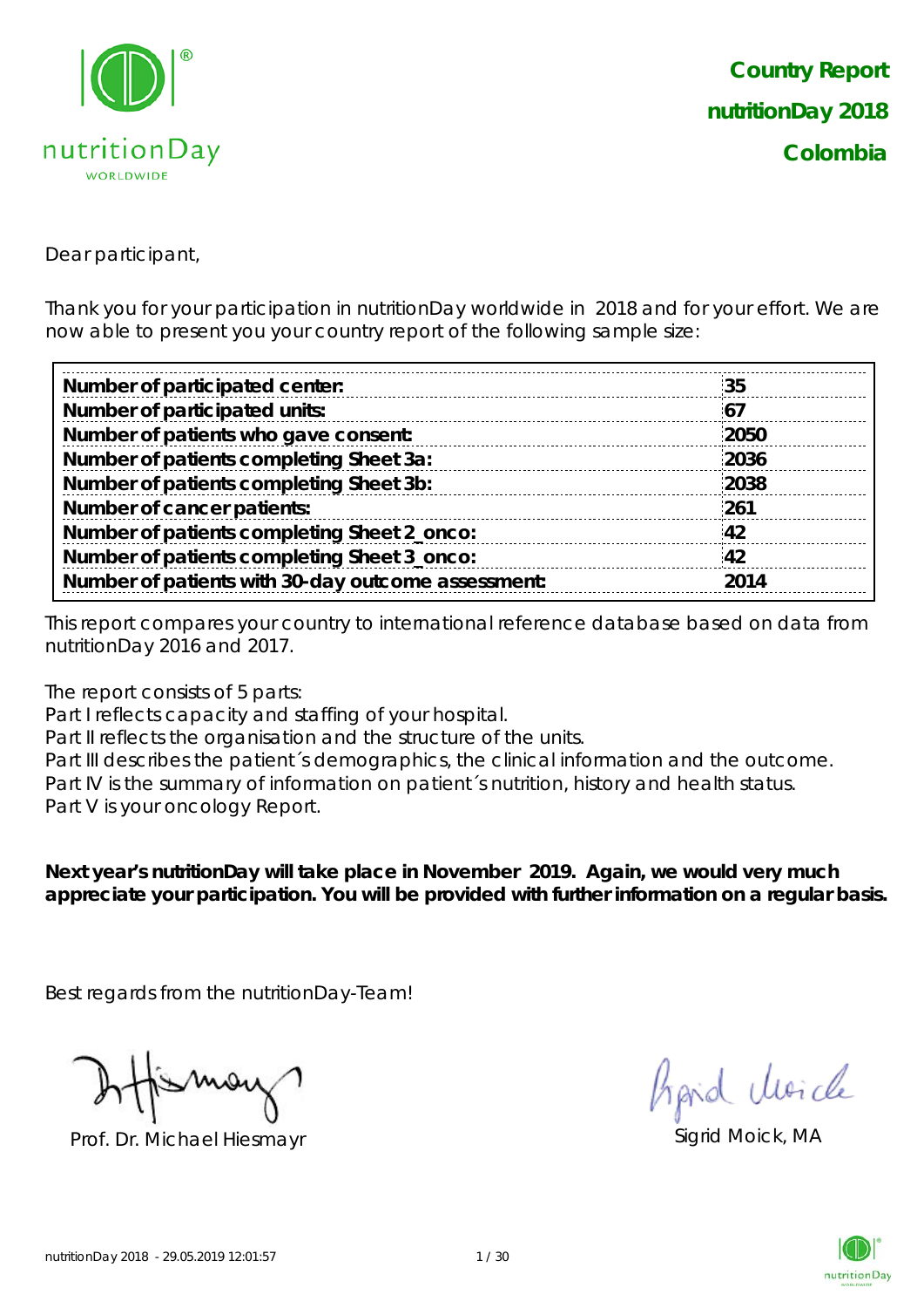**Country Report**

**nutritionDay 2018**

**Colombia**

Dear participant,

Thank you for your participation in nutritionDay worldwide in 2018 and for your effort. We are now able to present you your country report of the following sample size:

| | |
|---|---|
| **Number of participated center:** | **35** |
| **Number of participated units:** | **67** |
| **Number of patients who gave consent:** | **2050** |
| **Number of patients completing Sheet 3a:** | **2036** |
| **Number of patients completing Sheet 3b:** | **2038** |
| **Number of cancer patients:** | **261** |
| **Number of patients completing Sheet 2_onco:** | **42** |
| **Number of patients completing Sheet 3_onco:** | **42** |
| **Number of patients with 30-day outcome assessment:** | **2014** |

This report compares your country to international reference database based on data from nutritionDay 2016 and 2017.

The report consists of 5 parts:
Part I reflects capacity and staffing of your hospital.
Part II reflects the organisation and the structure of the units.
Part III describes the patient´s demographics, the clinical information and the outcome.
Part IV is the summary of information on patient´s nutrition, history and health status.
Part V is your oncology Report.

**Next year's nutritionDay will take place in November 2019. Again, we would very much appreciate your participation. You will be provided with further information on a regular basis.**

Best regards from the nutritionDay-Team!

Prof. Dr. Michael Hiesmayr

Sigrid Moick, MA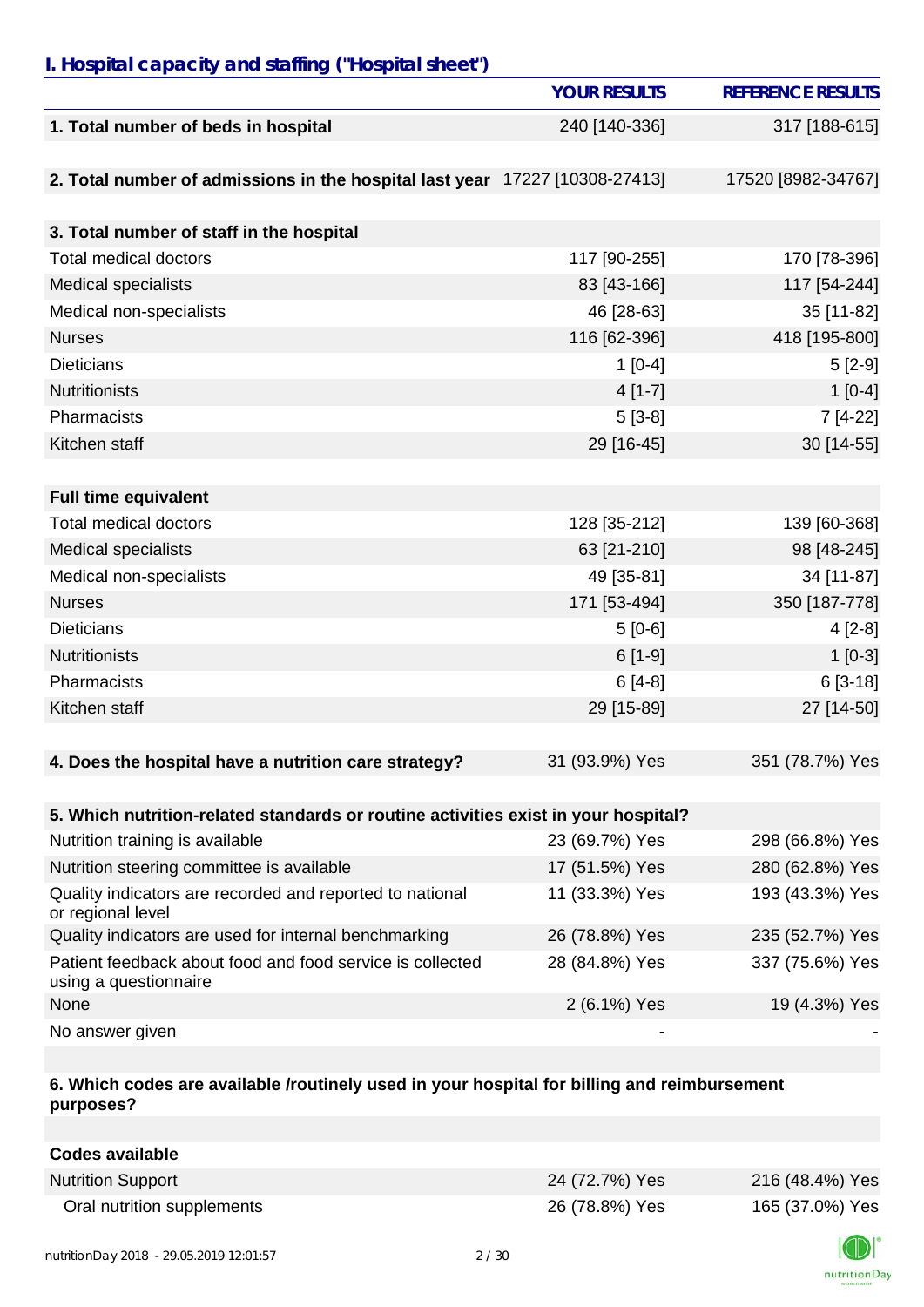## I. Hospital capacity and staffing ("Hospital sheet")

| | YOUR RESULTS | REFERENCE RESULTS |
|---|---|---|
| **1. Total number of beds in hospital** | 240 [140-336] | 317 [188-615] |
| | | |
| **2. Total number of admissions in the hospital last year** | 17227 [10308-27413] | 17520 [8982-34767] |
| | | |
| **3. Total number of staff in the hospital** | | |
| Total medical doctors | 117 [90-255] | 170 [78-396] |
| Medical specialists | 83 [43-166] | 117 [54-244] |
| Medical non-specialists | 46 [28-63] | 35 [11-82] |
| Nurses | 116 [62-396] | 418 [195-800] |
| Dieticians | 1 [0-4] | 5 [2-9] |
| Nutritionists | 4 [1-7] | 1 [0-4] |
| Pharmacists | 5 [3-8] | 7 [4-22] |
| Kitchen staff | 29 [16-45] | 30 [14-55] |
| | | |
| **Full time equivalent** | | |
| Total medical doctors | 128 [35-212] | 139 [60-368] |
| Medical specialists | 63 [21-210] | 98 [48-245] |
| Medical non-specialists | 49 [35-81] | 34 [11-87] |
| Nurses | 171 [53-494] | 350 [187-778] |
| Dieticians | 5 [0-6] | 4 [2-8] |
| Nutritionists | 6 [1-9] | 1 [0-3] |
| Pharmacists | 6 [4-8] | 6 [3-18] |
| Kitchen staff | 29 [15-89] | 27 [14-50] |
| | | |
| **4. Does the hospital have a nutrition care strategy?** | 31 (93.9%) Yes | 351 (78.7%) Yes |
| | | |
| **5. Which nutrition-related standards or routine activities exist in your hospital?** | | |
| Nutrition training is available | 23 (69.7%) Yes | 298 (66.8%) Yes |
| Nutrition steering committee is available | 17 (51.5%) Yes | 280 (62.8%) Yes |
| Quality indicators are recorded and reported to national or regional level | 11 (33.3%) Yes | 193 (43.3%) Yes |
| Quality indicators are used for internal benchmarking | 26 (78.8%) Yes | 235 (52.7%) Yes |
| Patient feedback about food and food service is collected using a questionnaire | 28 (84.8%) Yes | 337 (75.6%) Yes |
| None | 2 (6.1%) Yes | 19 (4.3%) Yes |
| No answer given | - | - |
| | | |
| **6. Which codes are available /routinely used in your hospital for billing and reimbursement purposes?** | | |
| | | |
| **Codes available** | | |
| Nutrition Support | 24 (72.7%) Yes | 216 (48.4%) Yes |
| Oral nutrition supplements | 26 (78.8%) Yes | 165 (37.0%) Yes |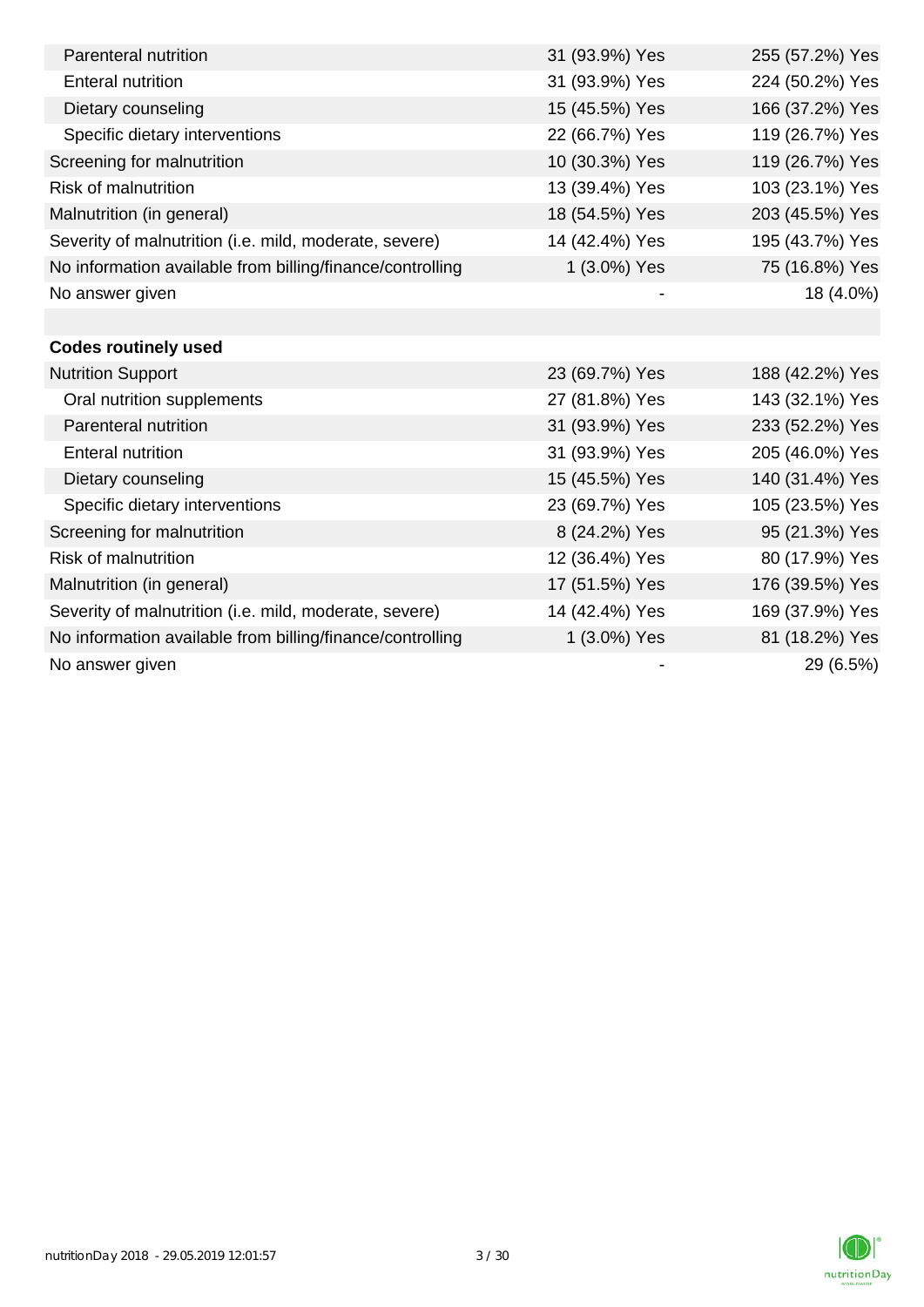| | | |
|---|---|---|
| Parenteral nutrition | 31 (93.9%) Yes | 255 (57.2%) Yes |
| Enteral nutrition | 31 (93.9%) Yes | 224 (50.2%) Yes |
| Dietary counseling | 15 (45.5%) Yes | 166 (37.2%) Yes |
| Specific dietary interventions | 22 (66.7%) Yes | 119 (26.7%) Yes |
| Screening for malnutrition | 10 (30.3%) Yes | 119 (26.7%) Yes |
| Risk of malnutrition | 13 (39.4%) Yes | 103 (23.1%) Yes |
| Malnutrition (in general) | 18 (54.5%) Yes | 203 (45.5%) Yes |
| Severity of malnutrition (i.e. mild, moderate, severe) | 14 (42.4%) Yes | 195 (43.7%) Yes |
| No information available from billing/finance/controlling | 1 (3.0%) Yes | 75 (16.8%) Yes |
| No answer given | - | 18 (4.0%) |
| | | |
| **Codes routinely used** | | |
| Nutrition Support | 23 (69.7%) Yes | 188 (42.2%) Yes |
| Oral nutrition supplements | 27 (81.8%) Yes | 143 (32.1%) Yes |
| Parenteral nutrition | 31 (93.9%) Yes | 233 (52.2%) Yes |
| Enteral nutrition | 31 (93.9%) Yes | 205 (46.0%) Yes |
| Dietary counseling | 15 (45.5%) Yes | 140 (31.4%) Yes |
| Specific dietary interventions | 23 (69.7%) Yes | 105 (23.5%) Yes |
| Screening for malnutrition | 8 (24.2%) Yes | 95 (21.3%) Yes |
| Risk of malnutrition | 12 (36.4%) Yes | 80 (17.9%) Yes |
| Malnutrition (in general) | 17 (51.5%) Yes | 176 (39.5%) Yes |
| Severity of malnutrition (i.e. mild, moderate, severe) | 14 (42.4%) Yes | 169 (37.9%) Yes |
| No information available from billing/finance/controlling | 1 (3.0%) Yes | 81 (18.2%) Yes |
| No answer given | - | 29 (6.5%) |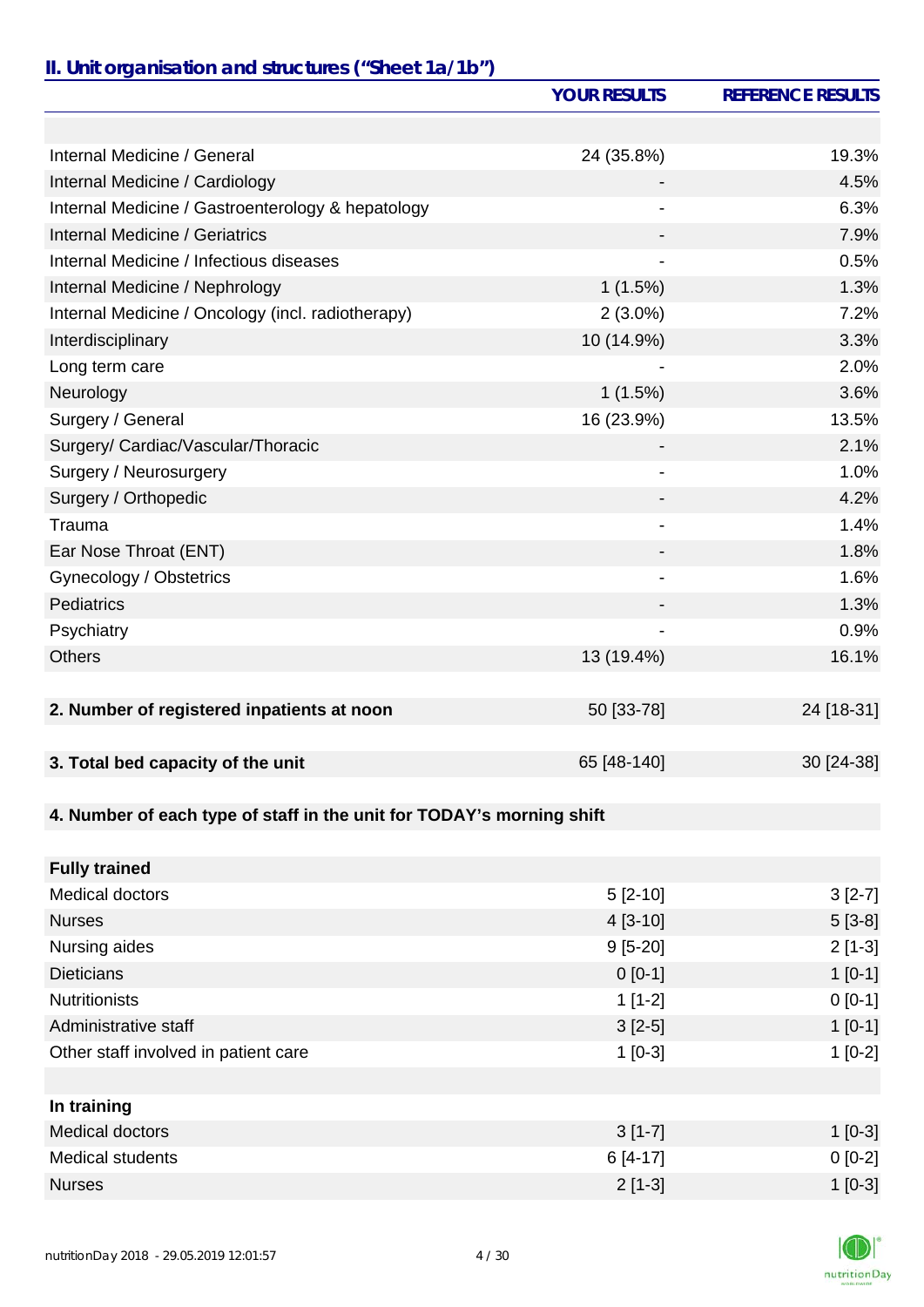## II. Unit organisation and structures ("Sheet 1a/1b")

| | YOUR RESULTS | REFERENCE RESULTS |
|---|---|---|
| | | |
| Internal Medicine / General | 24 (35.8%) | 19.3% |
| Internal Medicine / Cardiology | - | 4.5% |
| Internal Medicine / Gastroenterology & hepatology | - | 6.3% |
| Internal Medicine / Geriatrics | - | 7.9% |
| Internal Medicine / Infectious diseases | - | 0.5% |
| Internal Medicine / Nephrology | 1 (1.5%) | 1.3% |
| Internal Medicine / Oncology (incl. radiotherapy) | 2 (3.0%) | 7.2% |
| Interdisciplinary | 10 (14.9%) | 3.3% |
| Long term care | - | 2.0% |
| Neurology | 1 (1.5%) | 3.6% |
| Surgery / General | 16 (23.9%) | 13.5% |
| Surgery/ Cardiac/Vascular/Thoracic | - | 2.1% |
| Surgery / Neurosurgery | - | 1.0% |
| Surgery / Orthopedic | - | 4.2% |
| Trauma | - | 1.4% |
| Ear Nose Throat (ENT) | - | 1.8% |
| Gynecology / Obstetrics | - | 1.6% |
| Pediatrics | - | 1.3% |
| Psychiatry | - | 0.9% |
| Others | 13 (19.4%) | 16.1% |
| | | |
| **2. Number of registered inpatients at noon** | 50 [33-78] | 24 [18-31] |
| | | |
| **3. Total bed capacity of the unit** | 65 [48-140] | 30 [24-38] |
| | | |
| **4. Number of each type of staff in the unit for TODAY's morning shift** | | |
| | | |
| **Fully trained** | | |
| Medical doctors | 5 [2-10] | 3 [2-7] |
| Nurses | 4 [3-10] | 5 [3-8] |
| Nursing aides | 9 [5-20] | 2 [1-3] |
| Dieticians | 0 [0-1] | 1 [0-1] |
| Nutritionists | 1 [1-2] | 0 [0-1] |
| Administrative staff | 3 [2-5] | 1 [0-1] |
| Other staff involved in patient care | 1 [0-3] | 1 [0-2] |
| | | |
| **In training** | | |
| Medical doctors | 3 [1-7] | 1 [0-3] |
| Medical students | 6 [4-17] | 0 [0-2] |
| Nurses | 2 [1-3] | 1 [0-3] |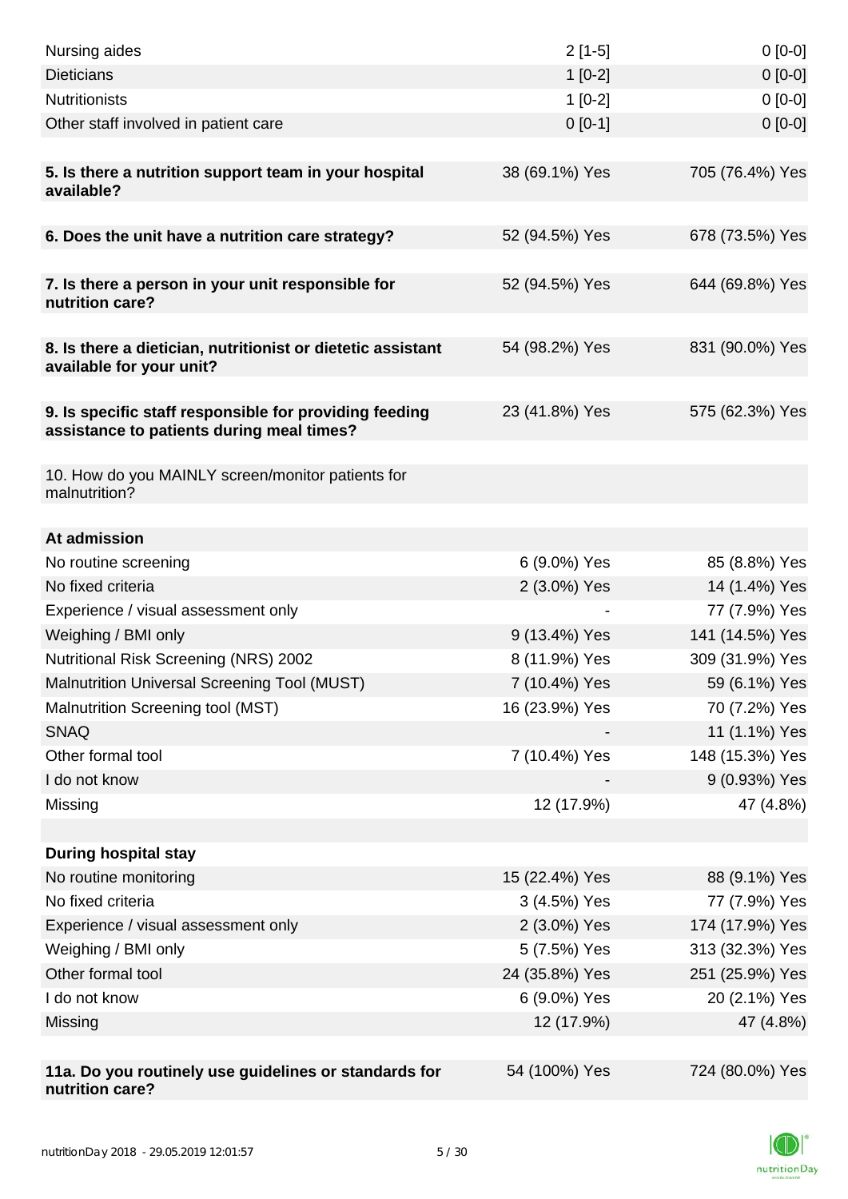| | | |
|---|---|---|
| Nursing aides | 2 [1-5] | 0 [0-0] |
| Dieticians | 1 [0-2] | 0 [0-0] |
| Nutritionists | 1 [0-2] | 0 [0-0] |
| Other staff involved in patient care | 0 [0-1] | 0 [0-0] |
| | | |
| **5. Is there a nutrition support team in your hospital available?** | 38 (69.1%) Yes | 705 (76.4%) Yes |
| | | |
| **6. Does the unit have a nutrition care strategy?** | 52 (94.5%) Yes | 678 (73.5%) Yes |
| | | |
| **7. Is there a person in your unit responsible for nutrition care?** | 52 (94.5%) Yes | 644 (69.8%) Yes |
| | | |
| **8. Is there a dietician, nutritionist or dietetic assistant available for your unit?** | 54 (98.2%) Yes | 831 (90.0%) Yes |
| | | |
| **9. Is specific staff responsible for providing feeding assistance to patients during meal times?** | 23 (41.8%) Yes | 575 (62.3%) Yes |
| | | |
| 10. How do you MAINLY screen/monitor patients for malnutrition? | | |
| | | |
| **At admission** | | |
| No routine screening | 6 (9.0%) Yes | 85 (8.8%) Yes |
| No fixed criteria | 2 (3.0%) Yes | 14 (1.4%) Yes |
| Experience / visual assessment only | - | 77 (7.9%) Yes |
| Weighing / BMI only | 9 (13.4%) Yes | 141 (14.5%) Yes |
| Nutritional Risk Screening (NRS) 2002 | 8 (11.9%) Yes | 309 (31.9%) Yes |
| Malnutrition Universal Screening Tool (MUST) | 7 (10.4%) Yes | 59 (6.1%) Yes |
| Malnutrition Screening tool (MST) | 16 (23.9%) Yes | 70 (7.2%) Yes |
| SNAQ | - | 11 (1.1%) Yes |
| Other formal tool | 7 (10.4%) Yes | 148 (15.3%) Yes |
| I do not know | - | 9 (0.93%) Yes |
| Missing | 12 (17.9%) | 47 (4.8%) |
| | | |
| **During hospital stay** | | |
| No routine monitoring | 15 (22.4%) Yes | 88 (9.1%) Yes |
| No fixed criteria | 3 (4.5%) Yes | 77 (7.9%) Yes |
| Experience / visual assessment only | 2 (3.0%) Yes | 174 (17.9%) Yes |
| Weighing / BMI only | 5 (7.5%) Yes | 313 (32.3%) Yes |
| Other formal tool | 24 (35.8%) Yes | 251 (25.9%) Yes |
| I do not know | 6 (9.0%) Yes | 20 (2.1%) Yes |
| Missing | 12 (17.9%) | 47 (4.8%) |
| | | |
| **11a. Do you routinely use guidelines or standards for nutrition care?** | 54 (100%) Yes | 724 (80.0%) Yes |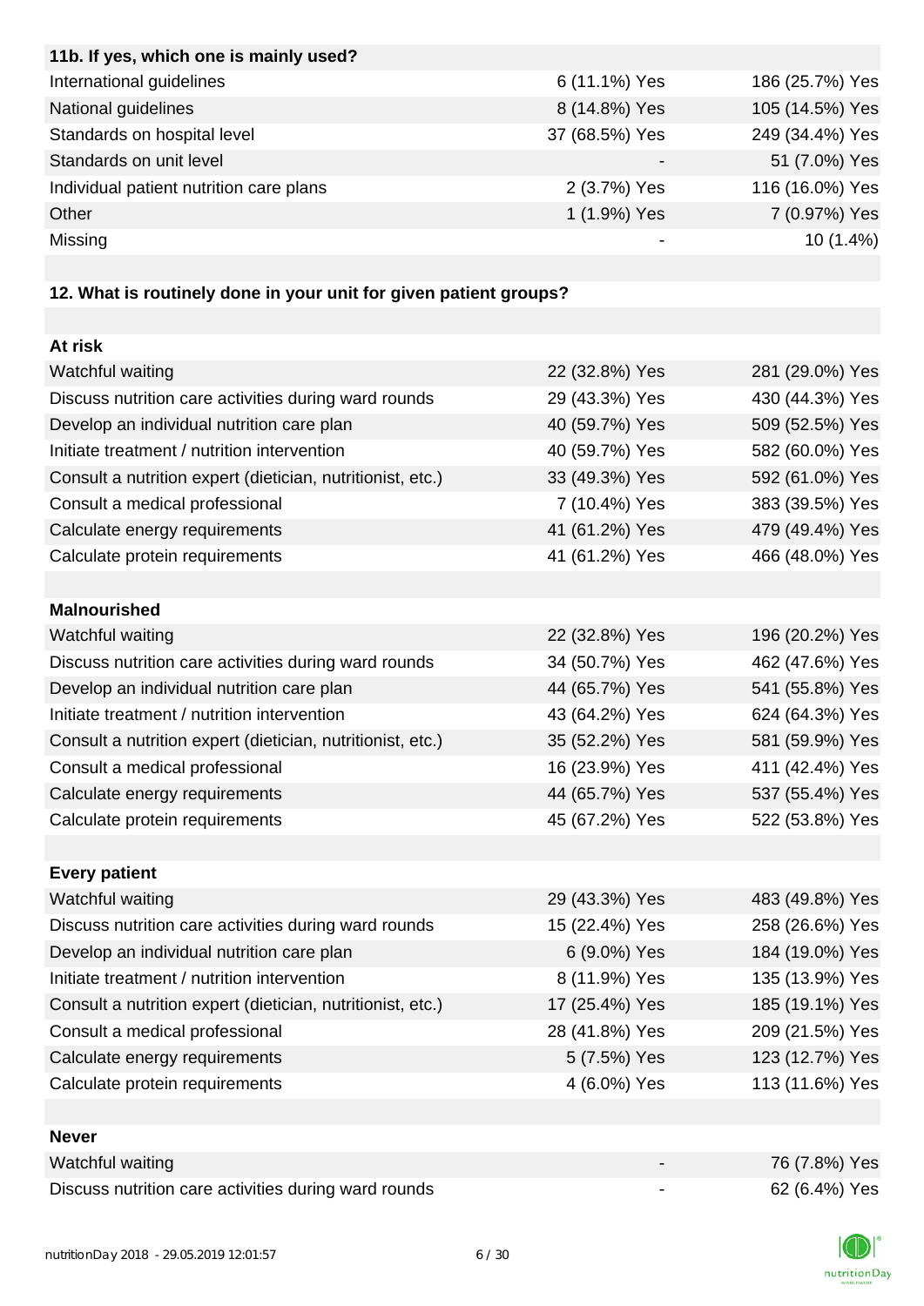| 11b. If yes, which one is mainly used? | | |
|---|---|---|
| International guidelines | 6 (11.1%) Yes | 186 (25.7%) Yes |
| National guidelines | 8 (14.8%) Yes | 105 (14.5%) Yes |
| Standards on hospital level | 37 (68.5%) Yes | 249 (34.4%) Yes |
| Standards on unit level | - | 51 (7.0%) Yes |
| Individual patient nutrition care plans | 2 (3.7%) Yes | 116 (16.0%) Yes |
| Other | 1 (1.9%) Yes | 7 (0.97%) Yes |
| Missing | - | 10 (1.4%) |

**12. What is routinely done in your unit for given patient groups?**

| At risk | | |
|---|---|---|
| Watchful waiting | 22 (32.8%) Yes | 281 (29.0%) Yes |
| Discuss nutrition care activities during ward rounds | 29 (43.3%) Yes | 430 (44.3%) Yes |
| Develop an individual nutrition care plan | 40 (59.7%) Yes | 509 (52.5%) Yes |
| Initiate treatment / nutrition intervention | 40 (59.7%) Yes | 582 (60.0%) Yes |
| Consult a nutrition expert (dietician, nutritionist, etc.) | 33 (49.3%) Yes | 592 (61.0%) Yes |
| Consult a medical professional | 7 (10.4%) Yes | 383 (39.5%) Yes |
| Calculate energy requirements | 41 (61.2%) Yes | 479 (49.4%) Yes |
| Calculate protein requirements | 41 (61.2%) Yes | 466 (48.0%) Yes |
| **Malnourished** | | |
| Watchful waiting | 22 (32.8%) Yes | 196 (20.2%) Yes |
| Discuss nutrition care activities during ward rounds | 34 (50.7%) Yes | 462 (47.6%) Yes |
| Develop an individual nutrition care plan | 44 (65.7%) Yes | 541 (55.8%) Yes |
| Initiate treatment / nutrition intervention | 43 (64.2%) Yes | 624 (64.3%) Yes |
| Consult a nutrition expert (dietician, nutritionist, etc.) | 35 (52.2%) Yes | 581 (59.9%) Yes |
| Consult a medical professional | 16 (23.9%) Yes | 411 (42.4%) Yes |
| Calculate energy requirements | 44 (65.7%) Yes | 537 (55.4%) Yes |
| Calculate protein requirements | 45 (67.2%) Yes | 522 (53.8%) Yes |
| **Every patient** | | |
| Watchful waiting | 29 (43.3%) Yes | 483 (49.8%) Yes |
| Discuss nutrition care activities during ward rounds | 15 (22.4%) Yes | 258 (26.6%) Yes |
| Develop an individual nutrition care plan | 6 (9.0%) Yes | 184 (19.0%) Yes |
| Initiate treatment / nutrition intervention | 8 (11.9%) Yes | 135 (13.9%) Yes |
| Consult a nutrition expert (dietician, nutritionist, etc.) | 17 (25.4%) Yes | 185 (19.1%) Yes |
| Consult a medical professional | 28 (41.8%) Yes | 209 (21.5%) Yes |
| Calculate energy requirements | 5 (7.5%) Yes | 123 (12.7%) Yes |
| Calculate protein requirements | 4 (6.0%) Yes | 113 (11.6%) Yes |
| **Never** | | |
| Watchful waiting | - | 76 (7.8%) Yes |
| Discuss nutrition care activities during ward rounds | - | 62 (6.4%) Yes |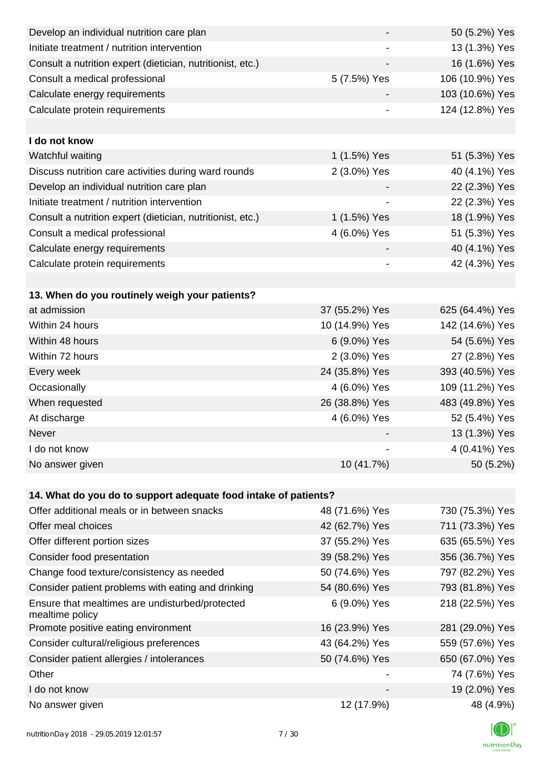| | | |
|---|---|---|
| Develop an individual nutrition care plan | - | 50 (5.2%) Yes |
| Initiate treatment / nutrition intervention | - | 13 (1.3%) Yes |
| Consult a nutrition expert (dietician, nutritionist, etc.) | - | 16 (1.6%) Yes |
| Consult a medical professional | 5 (7.5%) Yes | 106 (10.9%) Yes |
| Calculate energy requirements | - | 103 (10.6%) Yes |
| Calculate protein requirements | - | 124 (12.8%) Yes |
| | | |
| **I do not know** | | |
| Watchful waiting | 1 (1.5%) Yes | 51 (5.3%) Yes |
| Discuss nutrition care activities during ward rounds | 2 (3.0%) Yes | 40 (4.1%) Yes |
| Develop an individual nutrition care plan | - | 22 (2.3%) Yes |
| Initiate treatment / nutrition intervention | - | 22 (2.3%) Yes |
| Consult a nutrition expert (dietician, nutritionist, etc.) | 1 (1.5%) Yes | 18 (1.9%) Yes |
| Consult a medical professional | 4 (6.0%) Yes | 51 (5.3%) Yes |
| Calculate energy requirements | - | 40 (4.1%) Yes |
| Calculate protein requirements | - | 42 (4.3%) Yes |

| **13. When do you routinely weigh your patients?** | | |
|---|---|---|
| at admission | 37 (55.2%) Yes | 625 (64.4%) Yes |
| Within 24 hours | 10 (14.9%) Yes | 142 (14.6%) Yes |
| Within 48 hours | 6 (9.0%) Yes | 54 (5.6%) Yes |
| Within 72 hours | 2 (3.0%) Yes | 27 (2.8%) Yes |
| Every week | 24 (35.8%) Yes | 393 (40.5%) Yes |
| Occasionally | 4 (6.0%) Yes | 109 (11.2%) Yes |
| When requested | 26 (38.8%) Yes | 483 (49.8%) Yes |
| At discharge | 4 (6.0%) Yes | 52 (5.4%) Yes |
| Never | - | 13 (1.3%) Yes |
| I do not know | - | 4 (0.41%) Yes |
| No answer given | 10 (41.7%) | 50 (5.2%) |

| **14. What do you do to support adequate food intake of patients?** | | |
|---|---|---|
| Offer additional meals or in between snacks | 48 (71.6%) Yes | 730 (75.3%) Yes |
| Offer meal choices | 42 (62.7%) Yes | 711 (73.3%) Yes |
| Offer different portion sizes | 37 (55.2%) Yes | 635 (65.5%) Yes |
| Consider food presentation | 39 (58.2%) Yes | 356 (36.7%) Yes |
| Change food texture/consistency as needed | 50 (74.6%) Yes | 797 (82.2%) Yes |
| Consider patient problems with eating and drinking | 54 (80.6%) Yes | 793 (81.8%) Yes |
| Ensure that mealtimes are undisturbed/protected mealtime policy | 6 (9.0%) Yes | 218 (22.5%) Yes |
| Promote positive eating environment | 16 (23.9%) Yes | 281 (29.0%) Yes |
| Consider cultural/religious preferences | 43 (64.2%) Yes | 559 (57.6%) Yes |
| Consider patient allergies / intolerances | 50 (74.6%) Yes | 650 (67.0%) Yes |
| Other | - | 74 (7.6%) Yes |
| I do not know | - | 19 (2.0%) Yes |
| No answer given | 12 (17.9%) | 48 (4.9%) |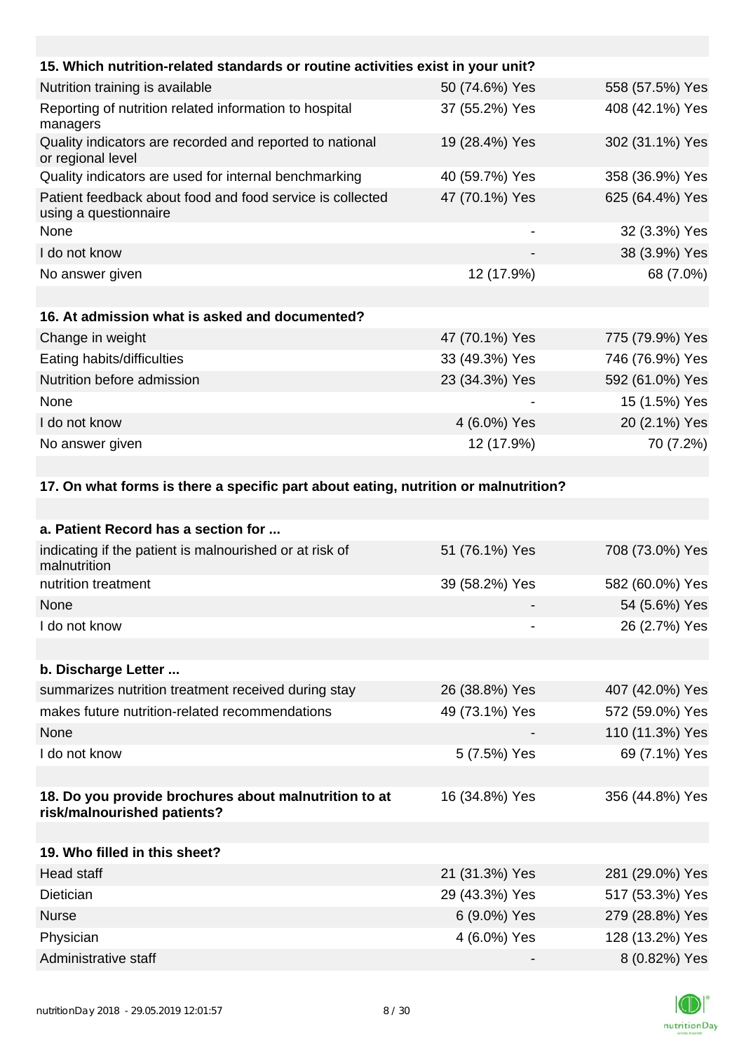| 15. Which nutrition-related standards or routine activities exist in your unit? | | |
|---|---|---|
| Nutrition training is available | 50 (74.6%) Yes | 558 (57.5%) Yes |
| Reporting of nutrition related information to hospital managers | 37 (55.2%) Yes | 408 (42.1%) Yes |
| Quality indicators are recorded and reported to national or regional level | 19 (28.4%) Yes | 302 (31.1%) Yes |
| Quality indicators are used for internal benchmarking | 40 (59.7%) Yes | 358 (36.9%) Yes |
| Patient feedback about food and food service is collected using a questionnaire | 47 (70.1%) Yes | 625 (64.4%) Yes |
| None | - | 32 (3.3%) Yes |
| I do not know | - | 38 (3.9%) Yes |
| No answer given | 12 (17.9%) | 68 (7.0%) |

| 16. At admission what is asked and documented? | | |
|---|---|---|
| Change in weight | 47 (70.1%) Yes | 775 (79.9%) Yes |
| Eating habits/difficulties | 33 (49.3%) Yes | 746 (76.9%) Yes |
| Nutrition before admission | 23 (34.3%) Yes | 592 (61.0%) Yes |
| None | - | 15 (1.5%) Yes |
| I do not know | 4 (6.0%) Yes | 20 (2.1%) Yes |
| No answer given | 12 (17.9%) | 70 (7.2%) |

**17. On what forms is there a specific part about eating, nutrition or malnutrition?**

| a. Patient Record has a section for ... | | |
|---|---|---|
| indicating if the patient is malnourished or at risk of malnutrition | 51 (76.1%) Yes | 708 (73.0%) Yes |
| nutrition treatment | 39 (58.2%) Yes | 582 (60.0%) Yes |
| None | - | 54 (5.6%) Yes |
| I do not know | - | 26 (2.7%) Yes |

| b. Discharge Letter ... | | |
|---|---|---|
| summarizes nutrition treatment received during stay | 26 (38.8%) Yes | 407 (42.0%) Yes |
| makes future nutrition-related recommendations | 49 (73.1%) Yes | 572 (59.0%) Yes |
| None | - | 110 (11.3%) Yes |
| I do not know | 5 (7.5%) Yes | 69 (7.1%) Yes |

| 18. Do you provide brochures about malnutrition to at risk/malnourished patients? | 16 (34.8%) Yes | 356 (44.8%) Yes |
|---|---|---|

| 19. Who filled in this sheet? | | |
|---|---|---|
| Head staff | 21 (31.3%) Yes | 281 (29.0%) Yes |
| Dietician | 29 (43.3%) Yes | 517 (53.3%) Yes |
| Nurse | 6 (9.0%) Yes | 279 (28.8%) Yes |
| Physician | 4 (6.0%) Yes | 128 (13.2%) Yes |
| Administrative staff | - | 8 (0.82%) Yes |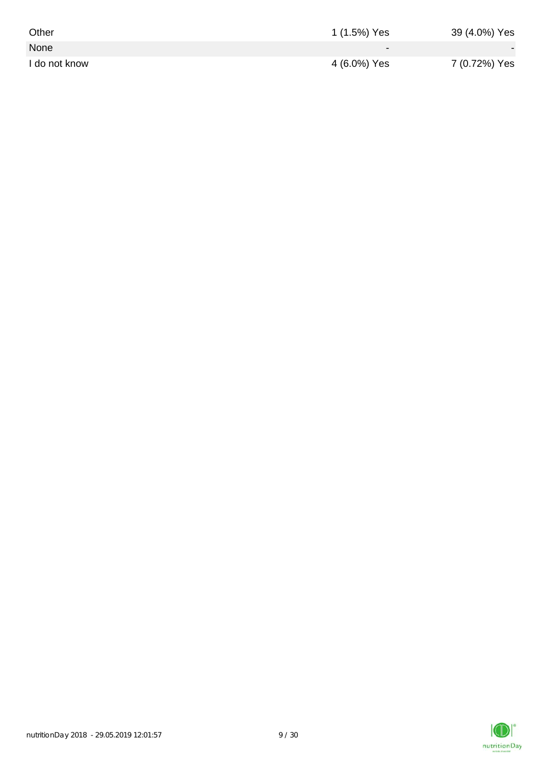| | | |
|---|---|---|
| Other | 1 (1.5%) Yes | 39 (4.0%) Yes |
| None | - | - |
| I do not know | 4 (6.0%) Yes | 7 (0.72%) Yes |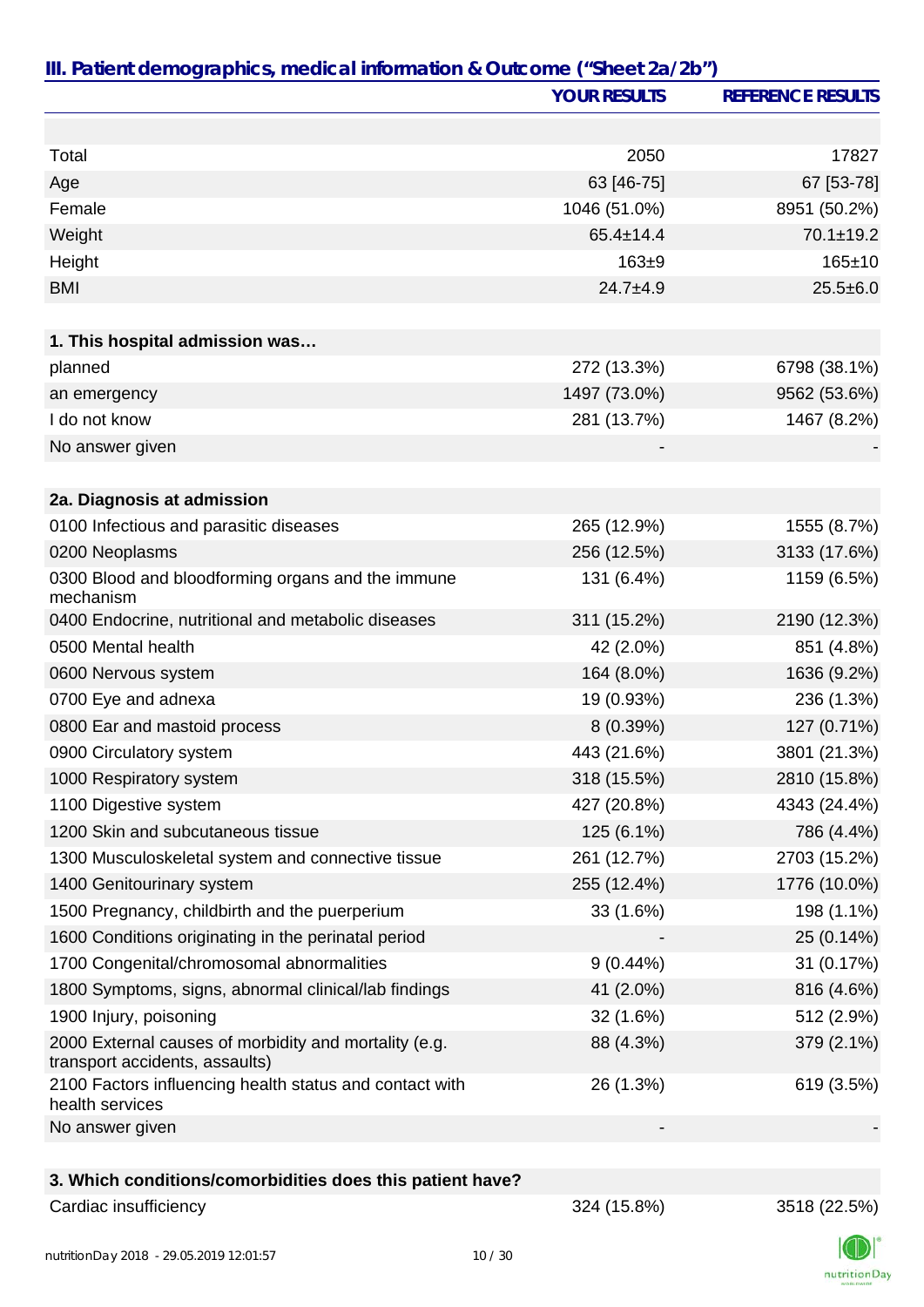## III. Patient demographics, medical information & Outcome ("Sheet 2a/2b")

| | YOUR RESULTS | REFERENCE RESULTS |
|---|---|---|
| | | |
| Total | 2050 | 17827 |
| Age | 63 [46-75] | 67 [53-78] |
| Female | 1046 (51.0%) | 8951 (50.2%) |
| Weight | 65.4±14.4 | 70.1±19.2 |
| Height | 163±9 | 165±10 |
| BMI | 24.7±4.9 | 25.5±6.0 |
| | | |
| **1. This hospital admission was…** | | |
| planned | 272 (13.3%) | 6798 (38.1%) |
| an emergency | 1497 (73.0%) | 9562 (53.6%) |
| I do not know | 281 (13.7%) | 1467 (8.2%) |
| No answer given | - | - |
| | | |
| **2a. Diagnosis at admission** | | |
| 0100 Infectious and parasitic diseases | 265 (12.9%) | 1555 (8.7%) |
| 0200 Neoplasms | 256 (12.5%) | 3133 (17.6%) |
| 0300 Blood and bloodforming organs and the immune mechanism | 131 (6.4%) | 1159 (6.5%) |
| 0400 Endocrine, nutritional and metabolic diseases | 311 (15.2%) | 2190 (12.3%) |
| 0500 Mental health | 42 (2.0%) | 851 (4.8%) |
| 0600 Nervous system | 164 (8.0%) | 1636 (9.2%) |
| 0700 Eye and adnexa | 19 (0.93%) | 236 (1.3%) |
| 0800 Ear and mastoid process | 8 (0.39%) | 127 (0.71%) |
| 0900 Circulatory system | 443 (21.6%) | 3801 (21.3%) |
| 1000 Respiratory system | 318 (15.5%) | 2810 (15.8%) |
| 1100 Digestive system | 427 (20.8%) | 4343 (24.4%) |
| 1200 Skin and subcutaneous tissue | 125 (6.1%) | 786 (4.4%) |
| 1300 Musculoskeletal system and connective tissue | 261 (12.7%) | 2703 (15.2%) |
| 1400 Genitourinary system | 255 (12.4%) | 1776 (10.0%) |
| 1500 Pregnancy, childbirth and the puerperium | 33 (1.6%) | 198 (1.1%) |
| 1600 Conditions originating in the perinatal period | - | 25 (0.14%) |
| 1700 Congenital/chromosomal abnormalities | 9 (0.44%) | 31 (0.17%) |
| 1800 Symptoms, signs, abnormal clinical/lab findings | 41 (2.0%) | 816 (4.6%) |
| 1900 Injury, poisoning | 32 (1.6%) | 512 (2.9%) |
| 2000 External causes of morbidity and mortality (e.g. transport accidents, assaults) | 88 (4.3%) | 379 (2.1%) |
| 2100 Factors influencing health status and contact with health services | 26 (1.3%) | 619 (3.5%) |
| No answer given | - | - |
| | | |
| **3. Which conditions/comorbidities does this patient have?** | | |
| Cardiac insufficiency | 324 (15.8%) | 3518 (22.5%) |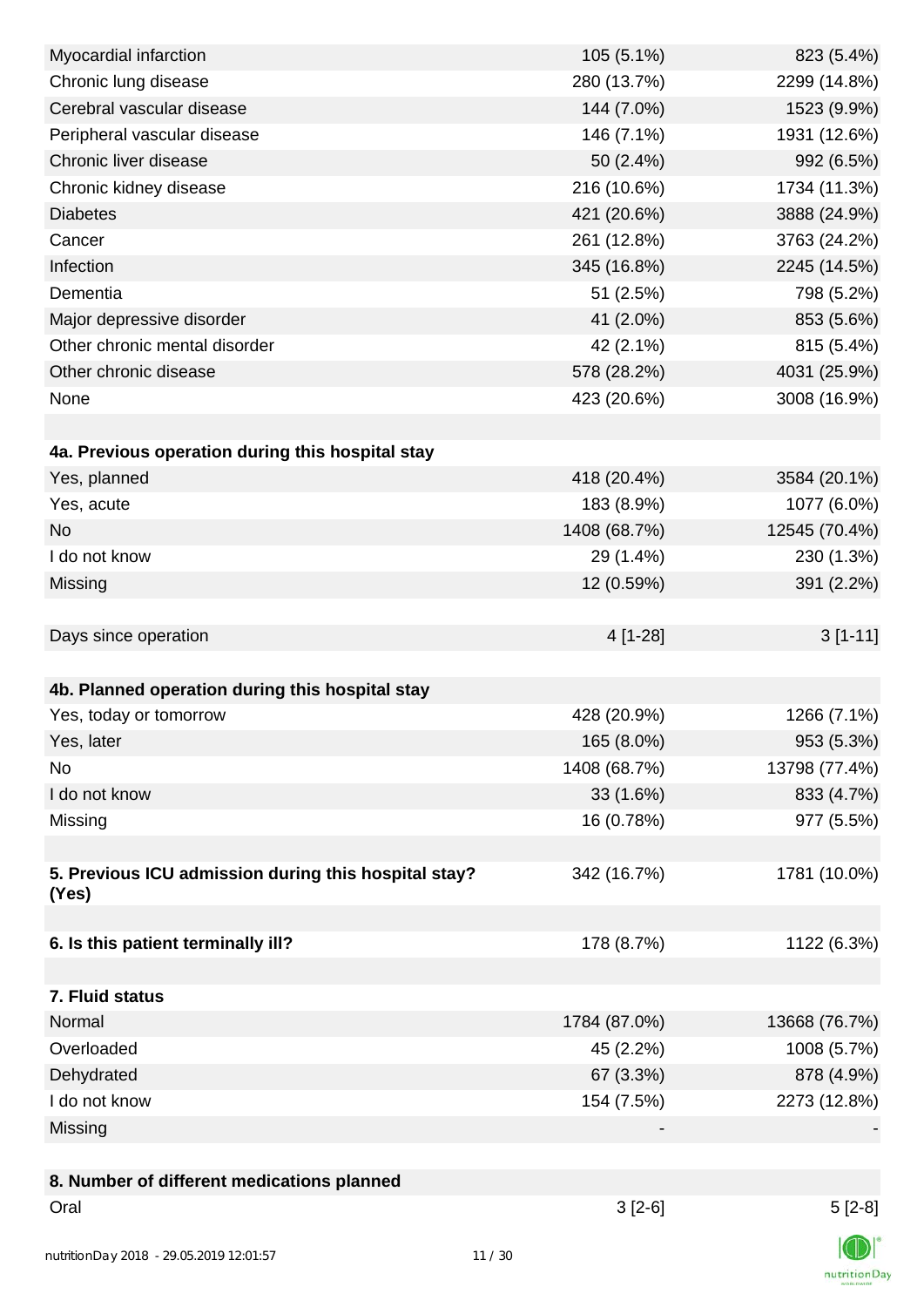| | | |
|---|---|---|
| Myocardial infarction | 105 (5.1%) | 823 (5.4%) |
| Chronic lung disease | 280 (13.7%) | 2299 (14.8%) |
| Cerebral vascular disease | 144 (7.0%) | 1523 (9.9%) |
| Peripheral vascular disease | 146 (7.1%) | 1931 (12.6%) |
| Chronic liver disease | 50 (2.4%) | 992 (6.5%) |
| Chronic kidney disease | 216 (10.6%) | 1734 (11.3%) |
| Diabetes | 421 (20.6%) | 3888 (24.9%) |
| Cancer | 261 (12.8%) | 3763 (24.2%) |
| Infection | 345 (16.8%) | 2245 (14.5%) |
| Dementia | 51 (2.5%) | 798 (5.2%) |
| Major depressive disorder | 41 (2.0%) | 853 (5.6%) |
| Other chronic mental disorder | 42 (2.1%) | 815 (5.4%) |
| Other chronic disease | 578 (28.2%) | 4031 (25.9%) |
| None | 423 (20.6%) | 3008 (16.9%) |
| | | |
| **4a. Previous operation during this hospital stay** | | |
| Yes, planned | 418 (20.4%) | 3584 (20.1%) |
| Yes, acute | 183 (8.9%) | 1077 (6.0%) |
| No | 1408 (68.7%) | 12545 (70.4%) |
| I do not know | 29 (1.4%) | 230 (1.3%) |
| Missing | 12 (0.59%) | 391 (2.2%) |
| | | |
| Days since operation | 4 [1-28] | 3 [1-11] |
| | | |
| **4b. Planned operation during this hospital stay** | | |
| Yes, today or tomorrow | 428 (20.9%) | 1266 (7.1%) |
| Yes, later | 165 (8.0%) | 953 (5.3%) |
| No | 1408 (68.7%) | 13798 (77.4%) |
| I do not know | 33 (1.6%) | 833 (4.7%) |
| Missing | 16 (0.78%) | 977 (5.5%) |
| | | |
| **5. Previous ICU admission during this hospital stay? (Yes)** | 342 (16.7%) | 1781 (10.0%) |
| | | |
| **6. Is this patient terminally ill?** | 178 (8.7%) | 1122 (6.3%) |
| | | |
| **7. Fluid status** | | |
| Normal | 1784 (87.0%) | 13668 (76.7%) |
| Overloaded | 45 (2.2%) | 1008 (5.7%) |
| Dehydrated | 67 (3.3%) | 878 (4.9%) |
| I do not know | 154 (7.5%) | 2273 (12.8%) |
| Missing | - | - |
| | | |
| **8. Number of different medications planned** | | |
| Oral | 3 [2-6] | 5 [2-8] |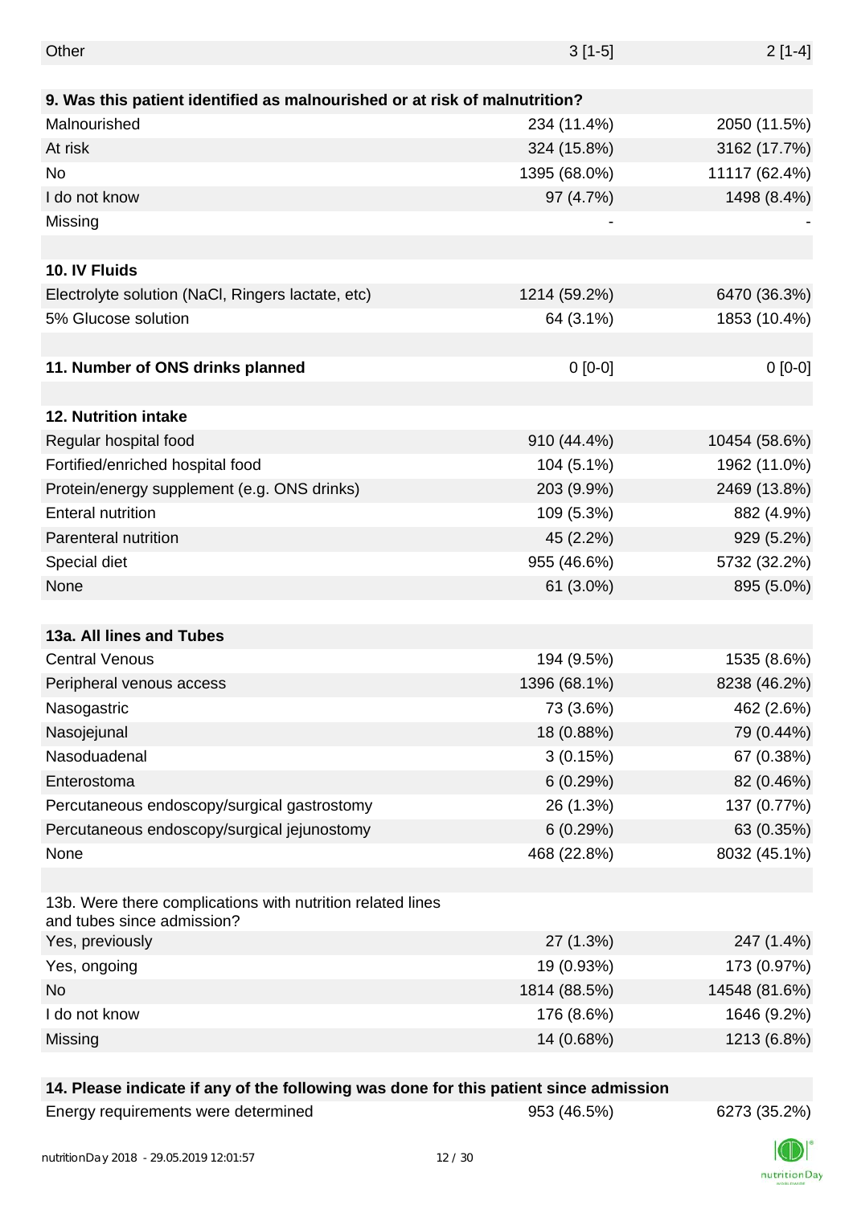| | | |
|---|---|---|
| Other | 3 [1-5] | 2 [1-4] |
| | | |
| **9. Was this patient identified as malnourished or at risk of malnutrition?** | | |
| Malnourished | 234 (11.4%) | 2050 (11.5%) |
| At risk | 324 (15.8%) | 3162 (17.7%) |
| No | 1395 (68.0%) | 11117 (62.4%) |
| I do not know | 97 (4.7%) | 1498 (8.4%) |
| Missing | - | - |
| | | |
| **10. IV Fluids** | | |
| Electrolyte solution (NaCl, Ringers lactate, etc) | 1214 (59.2%) | 6470 (36.3%) |
| 5% Glucose solution | 64 (3.1%) | 1853 (10.4%) |
| | | |
| **11. Number of ONS drinks planned** | 0 [0-0] | 0 [0-0] |
| | | |
| **12. Nutrition intake** | | |
| Regular hospital food | 910 (44.4%) | 10454 (58.6%) |
| Fortified/enriched hospital food | 104 (5.1%) | 1962 (11.0%) |
| Protein/energy supplement (e.g. ONS drinks) | 203 (9.9%) | 2469 (13.8%) |
| Enteral nutrition | 109 (5.3%) | 882 (4.9%) |
| Parenteral nutrition | 45 (2.2%) | 929 (5.2%) |
| Special diet | 955 (46.6%) | 5732 (32.2%) |
| None | 61 (3.0%) | 895 (5.0%) |
| | | |
| **13a. All lines and Tubes** | | |
| Central Venous | 194 (9.5%) | 1535 (8.6%) |
| Peripheral venous access | 1396 (68.1%) | 8238 (46.2%) |
| Nasogastric | 73 (3.6%) | 462 (2.6%) |
| Nasojejunal | 18 (0.88%) | 79 (0.44%) |
| Nasoduadenal | 3 (0.15%) | 67 (0.38%) |
| Enterostoma | 6 (0.29%) | 82 (0.46%) |
| Percutaneous endoscopy/surgical gastrostomy | 26 (1.3%) | 137 (0.77%) |
| Percutaneous endoscopy/surgical jejunostomy | 6 (0.29%) | 63 (0.35%) |
| None | 468 (22.8%) | 8032 (45.1%) |
| | | |
| 13b. Were there complications with nutrition related lines and tubes since admission? | | |
| Yes, previously | 27 (1.3%) | 247 (1.4%) |
| Yes, ongoing | 19 (0.93%) | 173 (0.97%) |
| No | 1814 (88.5%) | 14548 (81.6%) |
| I do not know | 176 (8.6%) | 1646 (9.2%) |
| Missing | 14 (0.68%) | 1213 (6.8%) |
| | | |
| **14. Please indicate if any of the following was done for this patient since admission** | | |
| Energy requirements were determined | 953 (46.5%) | 6273 (35.2%) |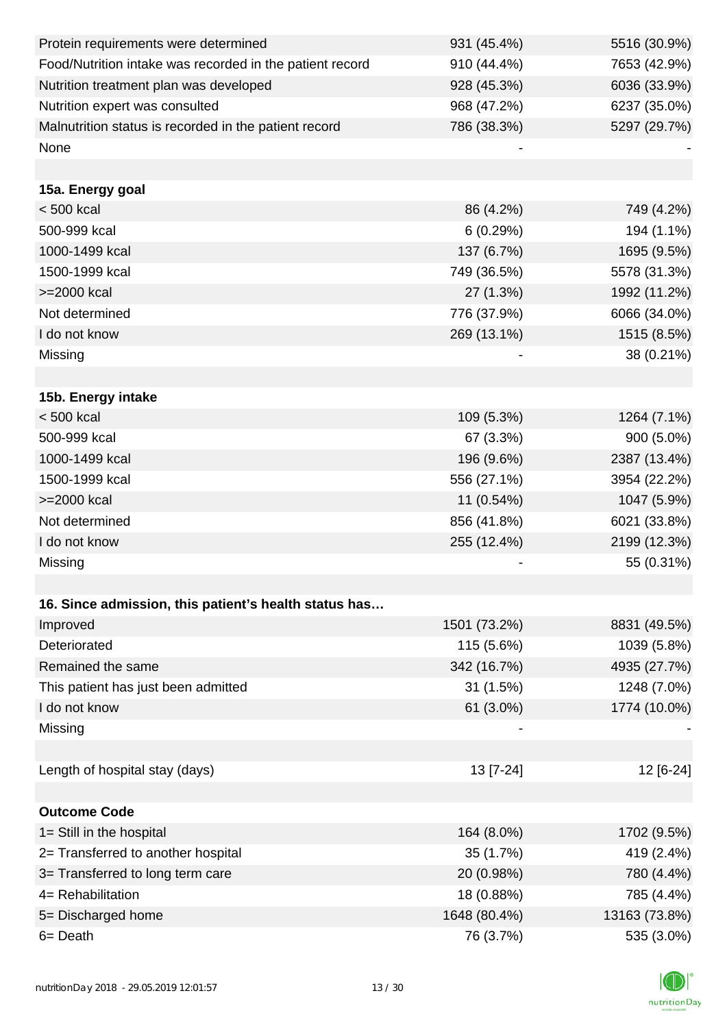| | | |
|---|---|---|
| Protein requirements were determined | 931 (45.4%) | 5516 (30.9%) |
| Food/Nutrition intake was recorded in the patient record | 910 (44.4%) | 7653 (42.9%) |
| Nutrition treatment plan was developed | 928 (45.3%) | 6036 (33.9%) |
| Nutrition expert was consulted | 968 (47.2%) | 6237 (35.0%) |
| Malnutrition status is recorded in the patient record | 786 (38.3%) | 5297 (29.7%) |
| None | - | - |
| | | |
| **15a. Energy goal** | | |
| < 500 kcal | 86 (4.2%) | 749 (4.2%) |
| 500-999 kcal | 6 (0.29%) | 194 (1.1%) |
| 1000-1499 kcal | 137 (6.7%) | 1695 (9.5%) |
| 1500-1999 kcal | 749 (36.5%) | 5578 (31.3%) |
| >=2000 kcal | 27 (1.3%) | 1992 (11.2%) |
| Not determined | 776 (37.9%) | 6066 (34.0%) |
| I do not know | 269 (13.1%) | 1515 (8.5%) |
| Missing | - | 38 (0.21%) |
| | | |
| **15b. Energy intake** | | |
| < 500 kcal | 109 (5.3%) | 1264 (7.1%) |
| 500-999 kcal | 67 (3.3%) | 900 (5.0%) |
| 1000-1499 kcal | 196 (9.6%) | 2387 (13.4%) |
| 1500-1999 kcal | 556 (27.1%) | 3954 (22.2%) |
| >=2000 kcal | 11 (0.54%) | 1047 (5.9%) |
| Not determined | 856 (41.8%) | 6021 (33.8%) |
| I do not know | 255 (12.4%) | 2199 (12.3%) |
| Missing | - | 55 (0.31%) |
| | | |
| **16. Since admission, this patient's health status has…** | | |
| Improved | 1501 (73.2%) | 8831 (49.5%) |
| Deteriorated | 115 (5.6%) | 1039 (5.8%) |
| Remained the same | 342 (16.7%) | 4935 (27.7%) |
| This patient has just been admitted | 31 (1.5%) | 1248 (7.0%) |
| I do not know | 61 (3.0%) | 1774 (10.0%) |
| Missing | - | - |
| | | |
| Length of hospital stay (days) | 13 [7-24] | 12 [6-24] |
| | | |
| **Outcome Code** | | |
| 1= Still in the hospital | 164 (8.0%) | 1702 (9.5%) |
| 2= Transferred to another hospital | 35 (1.7%) | 419 (2.4%) |
| 3= Transferred to long term care | 20 (0.98%) | 780 (4.4%) |
| 4= Rehabilitation | 18 (0.88%) | 785 (4.4%) |
| 5= Discharged home | 1648 (80.4%) | 13163 (73.8%) |
| 6= Death | 76 (3.7%) | 535 (3.0%) |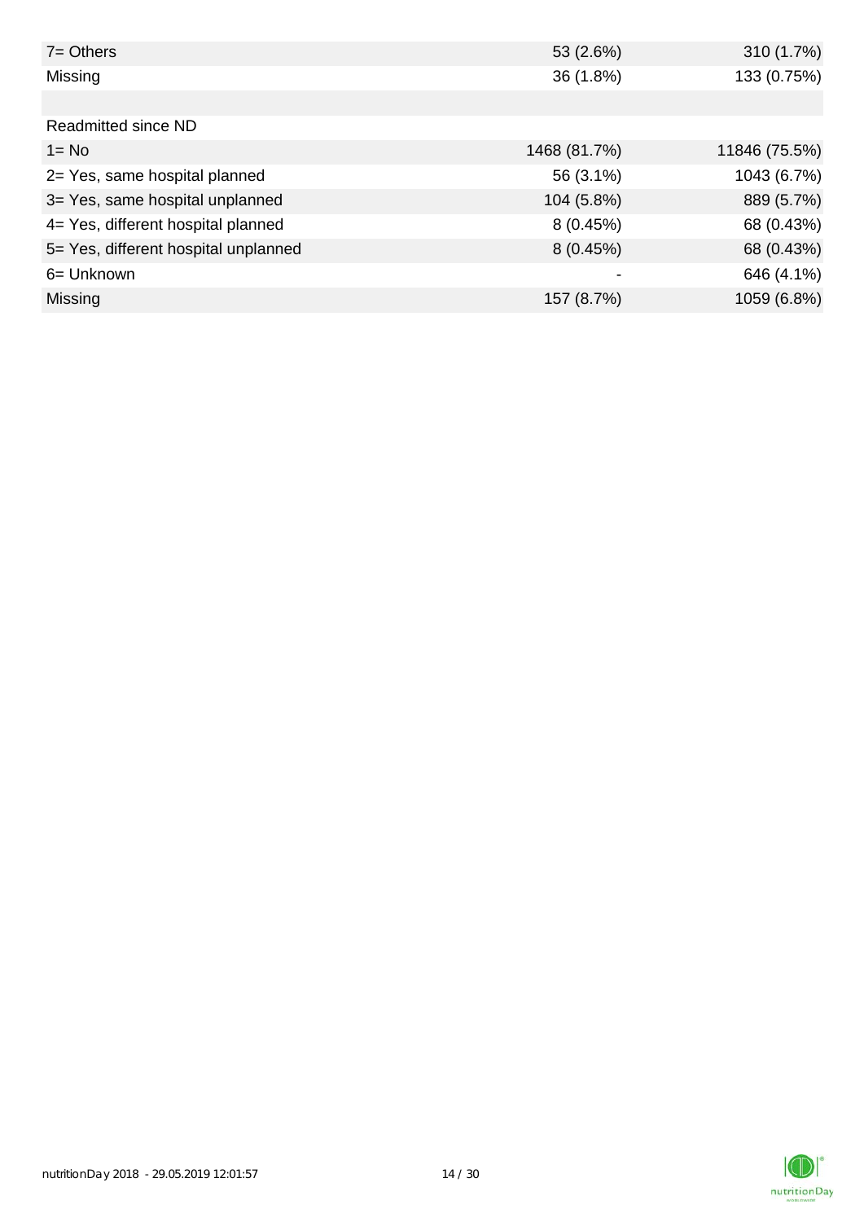| | | |
|---|---|---|
| 7= Others | 53 (2.6%) | 310 (1.7%) |
| Missing | 36 (1.8%) | 133 (0.75%) |
| | | |
| Readmitted since ND | | |
| 1= No | 1468 (81.7%) | 11846 (75.5%) |
| 2= Yes, same hospital planned | 56 (3.1%) | 1043 (6.7%) |
| 3= Yes, same hospital unplanned | 104 (5.8%) | 889 (5.7%) |
| 4= Yes, different hospital planned | 8 (0.45%) | 68 (0.43%) |
| 5= Yes, different hospital unplanned | 8 (0.45%) | 68 (0.43%) |
| 6= Unknown | - | 646 (4.1%) |
| Missing | 157 (8.7%) | 1059 (6.8%) |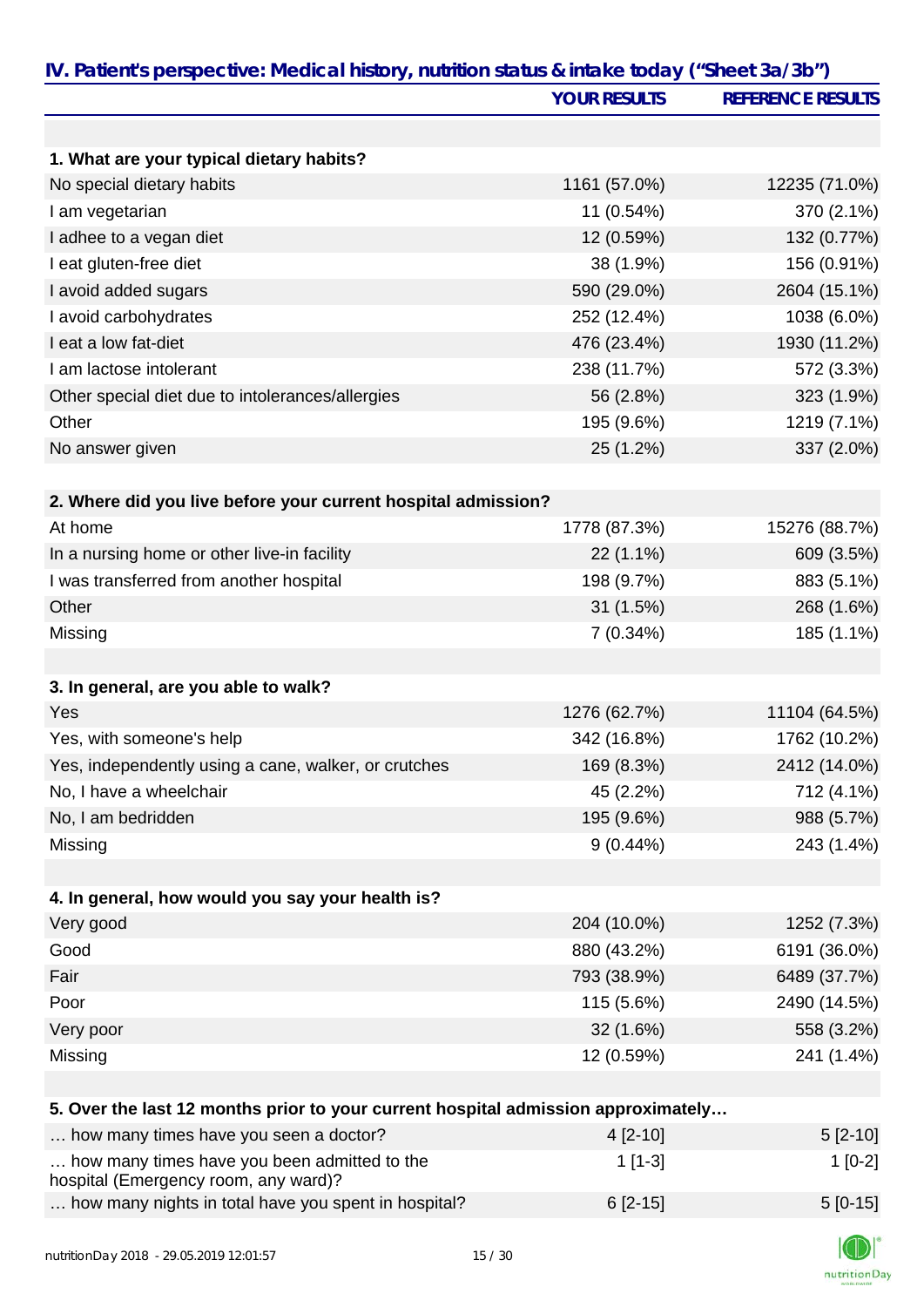## IV. Patient's perspective: Medical history, nutrition status & intake today ("Sheet 3a/3b")

| | YOUR RESULTS | REFERENCE RESULTS |
|---|---|---|
| **1. What are your typical dietary habits?** | | |
| No special dietary habits | 1161 (57.0%) | 12235 (71.0%) |
| I am vegetarian | 11 (0.54%) | 370 (2.1%) |
| I adhee to a vegan diet | 12 (0.59%) | 132 (0.77%) |
| I eat gluten-free diet | 38 (1.9%) | 156 (0.91%) |
| I avoid added sugars | 590 (29.0%) | 2604 (15.1%) |
| I avoid carbohydrates | 252 (12.4%) | 1038 (6.0%) |
| I eat a low fat-diet | 476 (23.4%) | 1930 (11.2%) |
| I am lactose intolerant | 238 (11.7%) | 572 (3.3%) |
| Other special diet due to intolerances/allergies | 56 (2.8%) | 323 (1.9%) |
| Other | 195 (9.6%) | 1219 (7.1%) |
| No answer given | 25 (1.2%) | 337 (2.0%) |
| **2. Where did you live before your current hospital admission?** | | |
| At home | 1778 (87.3%) | 15276 (88.7%) |
| In a nursing home or other live-in facility | 22 (1.1%) | 609 (3.5%) |
| I was transferred from another hospital | 198 (9.7%) | 883 (5.1%) |
| Other | 31 (1.5%) | 268 (1.6%) |
| Missing | 7 (0.34%) | 185 (1.1%) |
| **3. In general, are you able to walk?** | | |
| Yes | 1276 (62.7%) | 11104 (64.5%) |
| Yes, with someone's help | 342 (16.8%) | 1762 (10.2%) |
| Yes, independently using a cane, walker, or crutches | 169 (8.3%) | 2412 (14.0%) |
| No, I have a wheelchair | 45 (2.2%) | 712 (4.1%) |
| No, I am bedridden | 195 (9.6%) | 988 (5.7%) |
| Missing | 9 (0.44%) | 243 (1.4%) |
| **4. In general, how would you say your health is?** | | |
| Very good | 204 (10.0%) | 1252 (7.3%) |
| Good | 880 (43.2%) | 6191 (36.0%) |
| Fair | 793 (38.9%) | 6489 (37.7%) |
| Poor | 115 (5.6%) | 2490 (14.5%) |
| Very poor | 32 (1.6%) | 558 (3.2%) |
| Missing | 12 (0.59%) | 241 (1.4%) |
| **5. Over the last 12 months prior to your current hospital admission approximately…** | | |
| … how many times have you seen a doctor? | 4 [2-10] | 5 [2-10] |
| … how many times have you been admitted to the hospital (Emergency room, any ward)? | 1 [1-3] | 1 [0-2] |
| … how many nights in total have you spent in hospital? | 6 [2-15] | 5 [0-15] |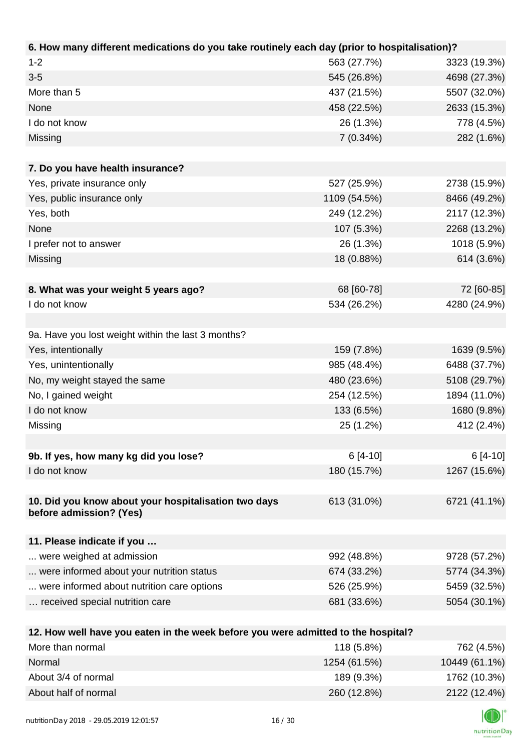| 6. How many different medications do you take routinely each day (prior to hospitalisation)? | | |
|---|---|---|
| 1-2 | 563 (27.7%) | 3323 (19.3%) |
| 3-5 | 545 (26.8%) | 4698 (27.3%) |
| More than 5 | 437 (21.5%) | 5507 (32.0%) |
| None | 458 (22.5%) | 2633 (15.3%) |
| I do not know | 26 (1.3%) | 778 (4.5%) |
| Missing | 7 (0.34%) | 282 (1.6%) |

| 7. Do you have health insurance? | | |
|---|---|---|
| Yes, private insurance only | 527 (25.9%) | 2738 (15.9%) |
| Yes, public insurance only | 1109 (54.5%) | 8466 (49.2%) |
| Yes, both | 249 (12.2%) | 2117 (12.3%) |
| None | 107 (5.3%) | 2268 (13.2%) |
| I prefer not to answer | 26 (1.3%) | 1018 (5.9%) |
| Missing | 18 (0.88%) | 614 (3.6%) |

| 8. What was your weight 5 years ago? | 68 [60-78] | 72 [60-85] |
|---|---|---|
| I do not know | 534 (26.2%) | 4280 (24.9%) |

| 9a. Have you lost weight within the last 3 months? | | |
|---|---|---|
| Yes, intentionally | 159 (7.8%) | 1639 (9.5%) |
| Yes, unintentionally | 985 (48.4%) | 6488 (37.7%) |
| No, my weight stayed the same | 480 (23.6%) | 5108 (29.7%) |
| No, I gained weight | 254 (12.5%) | 1894 (11.0%) |
| I do not know | 133 (6.5%) | 1680 (9.8%) |
| Missing | 25 (1.2%) | 412 (2.4%) |

| 9b. If yes, how many kg did you lose? | 6 [4-10] | 6 [4-10] |
|---|---|---|
| I do not know | 180 (15.7%) | 1267 (15.6%) |

| 10. Did you know about your hospitalisation two days before admission? (Yes) | 613 (31.0%) | 6721 (41.1%) |
|---|---|---|

| 11. Please indicate if you … | | |
|---|---|---|
| ... were weighed at admission | 992 (48.8%) | 9728 (57.2%) |
| ... were informed about your nutrition status | 674 (33.2%) | 5774 (34.3%) |
| ... were informed about nutrition care options | 526 (25.9%) | 5459 (32.5%) |
| … received special nutrition care | 681 (33.6%) | 5054 (30.1%) |

| 12. How well have you eaten in the week before you were admitted to the hospital? | | |
|---|---|---|
| More than normal | 118 (5.8%) | 762 (4.5%) |
| Normal | 1254 (61.5%) | 10449 (61.1%) |
| About 3/4 of normal | 189 (9.3%) | 1762 (10.3%) |
| About half of normal | 260 (12.8%) | 2122 (12.4%) |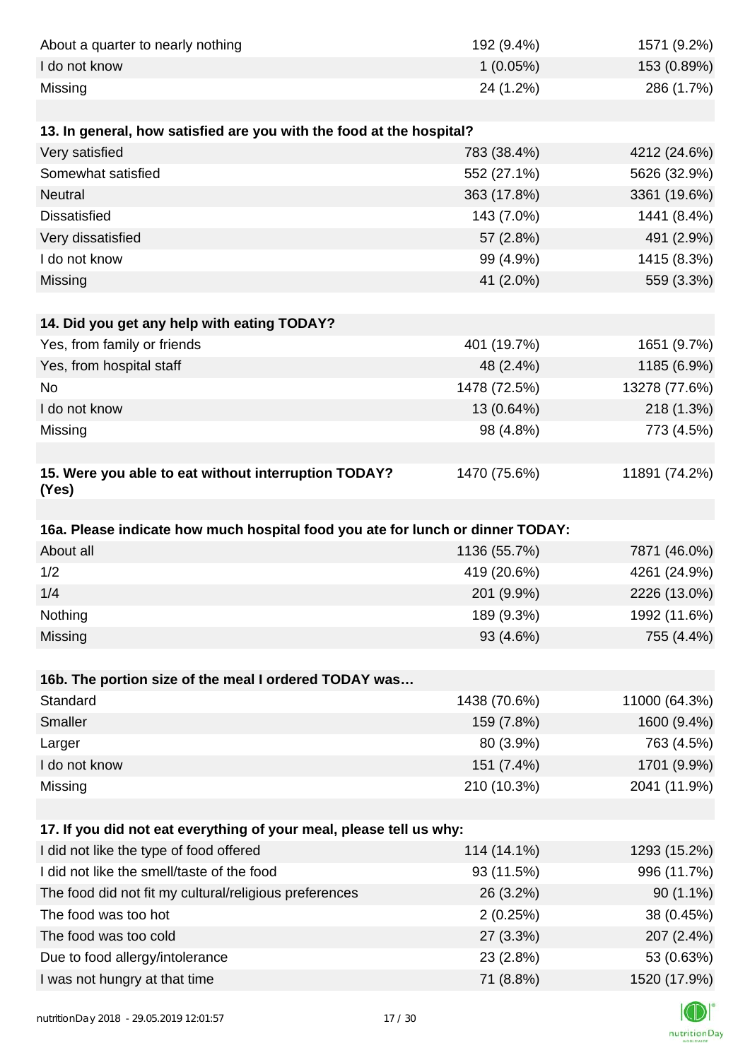| | | |
|---|---|---|
| About a quarter to nearly nothing | 192 (9.4%) | 1571 (9.2%) |
| I do not know | 1 (0.05%) | 153 (0.89%) |
| Missing | 24 (1.2%) | 286 (1.7%) |

| 13. In general, how satisfied are you with the food at the hospital? | | |
|---|---|---|
| Very satisfied | 783 (38.4%) | 4212 (24.6%) |
| Somewhat satisfied | 552 (27.1%) | 5626 (32.9%) |
| Neutral | 363 (17.8%) | 3361 (19.6%) |
| Dissatisfied | 143 (7.0%) | 1441 (8.4%) |
| Very dissatisfied | 57 (2.8%) | 491 (2.9%) |
| I do not know | 99 (4.9%) | 1415 (8.3%) |
| Missing | 41 (2.0%) | 559 (3.3%) |

| 14. Did you get any help with eating TODAY? | | |
|---|---|---|
| Yes, from family or friends | 401 (19.7%) | 1651 (9.7%) |
| Yes, from hospital staff | 48 (2.4%) | 1185 (6.9%) |
| No | 1478 (72.5%) | 13278 (77.6%) |
| I do not know | 13 (0.64%) | 218 (1.3%) |
| Missing | 98 (4.8%) | 773 (4.5%) |

| 15. Were you able to eat without interruption TODAY? (Yes) | 1470 (75.6%) | 11891 (74.2%) |
|---|---|---|

| 16a. Please indicate how much hospital food you ate for lunch or dinner TODAY: | | |
|---|---|---|
| About all | 1136 (55.7%) | 7871 (46.0%) |
| 1/2 | 419 (20.6%) | 4261 (24.9%) |
| 1/4 | 201 (9.9%) | 2226 (13.0%) |
| Nothing | 189 (9.3%) | 1992 (11.6%) |
| Missing | 93 (4.6%) | 755 (4.4%) |

| 16b. The portion size of the meal I ordered TODAY was… | | |
|---|---|---|
| Standard | 1438 (70.6%) | 11000 (64.3%) |
| Smaller | 159 (7.8%) | 1600 (9.4%) |
| Larger | 80 (3.9%) | 763 (4.5%) |
| I do not know | 151 (7.4%) | 1701 (9.9%) |
| Missing | 210 (10.3%) | 2041 (11.9%) |

| 17. If you did not eat everything of your meal, please tell us why: | | |
|---|---|---|
| I did not like the type of food offered | 114 (14.1%) | 1293 (15.2%) |
| I did not like the smell/taste of the food | 93 (11.5%) | 996 (11.7%) |
| The food did not fit my cultural/religious preferences | 26 (3.2%) | 90 (1.1%) |
| The food was too hot | 2 (0.25%) | 38 (0.45%) |
| The food was too cold | 27 (3.3%) | 207 (2.4%) |
| Due to food allergy/intolerance | 23 (2.8%) | 53 (0.63%) |
| I was not hungry at that time | 71 (8.8%) | 1520 (17.9%) |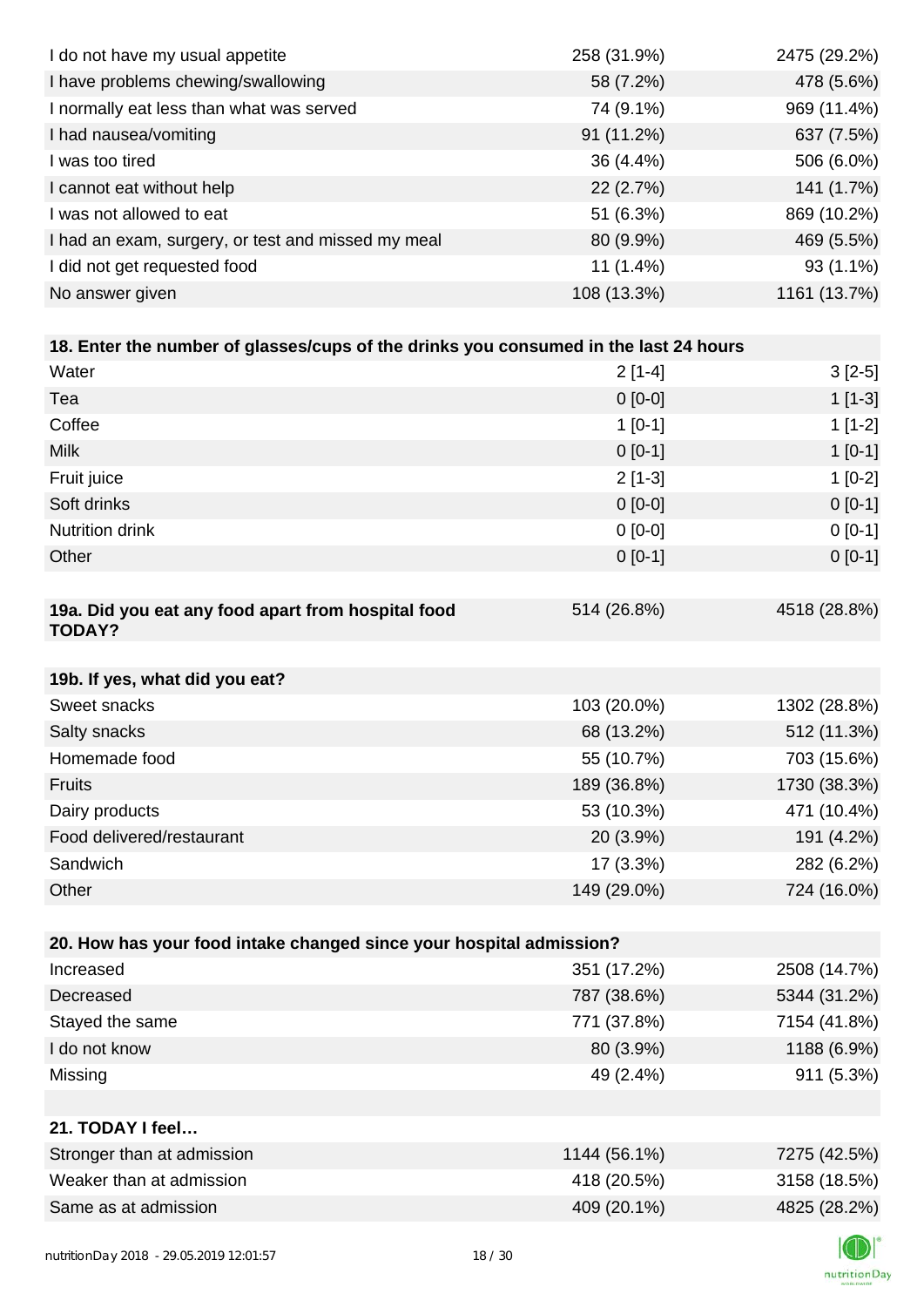| | | |
|---|---|---|
| I do not have my usual appetite | 258 (31.9%) | 2475 (29.2%) |
| I have problems chewing/swallowing | 58 (7.2%) | 478 (5.6%) |
| I normally eat less than what was served | 74 (9.1%) | 969 (11.4%) |
| I had nausea/vomiting | 91 (11.2%) | 637 (7.5%) |
| I was too tired | 36 (4.4%) | 506 (6.0%) |
| I cannot eat without help | 22 (2.7%) | 141 (1.7%) |
| I was not allowed to eat | 51 (6.3%) | 869 (10.2%) |
| I had an exam, surgery, or test and missed my meal | 80 (9.9%) | 469 (5.5%) |
| I did not get requested food | 11 (1.4%) | 93 (1.1%) |
| No answer given | 108 (13.3%) | 1161 (13.7%) |

| **18. Enter the number of glasses/cups of the drinks you consumed in the last 24 hours** | | |
|---|---|---|
| Water | 2 [1-4] | 3 [2-5] |
| Tea | 0 [0-0] | 1 [1-3] |
| Coffee | 1 [0-1] | 1 [1-2] |
| Milk | 0 [0-1] | 1 [0-1] |
| Fruit juice | 2 [1-3] | 1 [0-2] |
| Soft drinks | 0 [0-0] | 0 [0-1] |
| Nutrition drink | 0 [0-0] | 0 [0-1] |
| Other | 0 [0-1] | 0 [0-1] |

| **19a. Did you eat any food apart from hospital food TODAY?** | 514 (26.8%) | 4518 (28.8%) |
|---|---|---|

| **19b. If yes, what did you eat?** | | |
|---|---|---|
| Sweet snacks | 103 (20.0%) | 1302 (28.8%) |
| Salty snacks | 68 (13.2%) | 512 (11.3%) |
| Homemade food | 55 (10.7%) | 703 (15.6%) |
| Fruits | 189 (36.8%) | 1730 (38.3%) |
| Dairy products | 53 (10.3%) | 471 (10.4%) |
| Food delivered/restaurant | 20 (3.9%) | 191 (4.2%) |
| Sandwich | 17 (3.3%) | 282 (6.2%) |
| Other | 149 (29.0%) | 724 (16.0%) |

| **20. How has your food intake changed since your hospital admission?** | | |
|---|---|---|
| Increased | 351 (17.2%) | 2508 (14.7%) |
| Decreased | 787 (38.6%) | 5344 (31.2%) |
| Stayed the same | 771 (37.8%) | 7154 (41.8%) |
| I do not know | 80 (3.9%) | 1188 (6.9%) |
| Missing | 49 (2.4%) | 911 (5.3%) |

| **21. TODAY I feel…** | | |
|---|---|---|
| Stronger than at admission | 1144 (56.1%) | 7275 (42.5%) |
| Weaker than at admission | 418 (20.5%) | 3158 (18.5%) |
| Same as at admission | 409 (20.1%) | 4825 (28.2%) |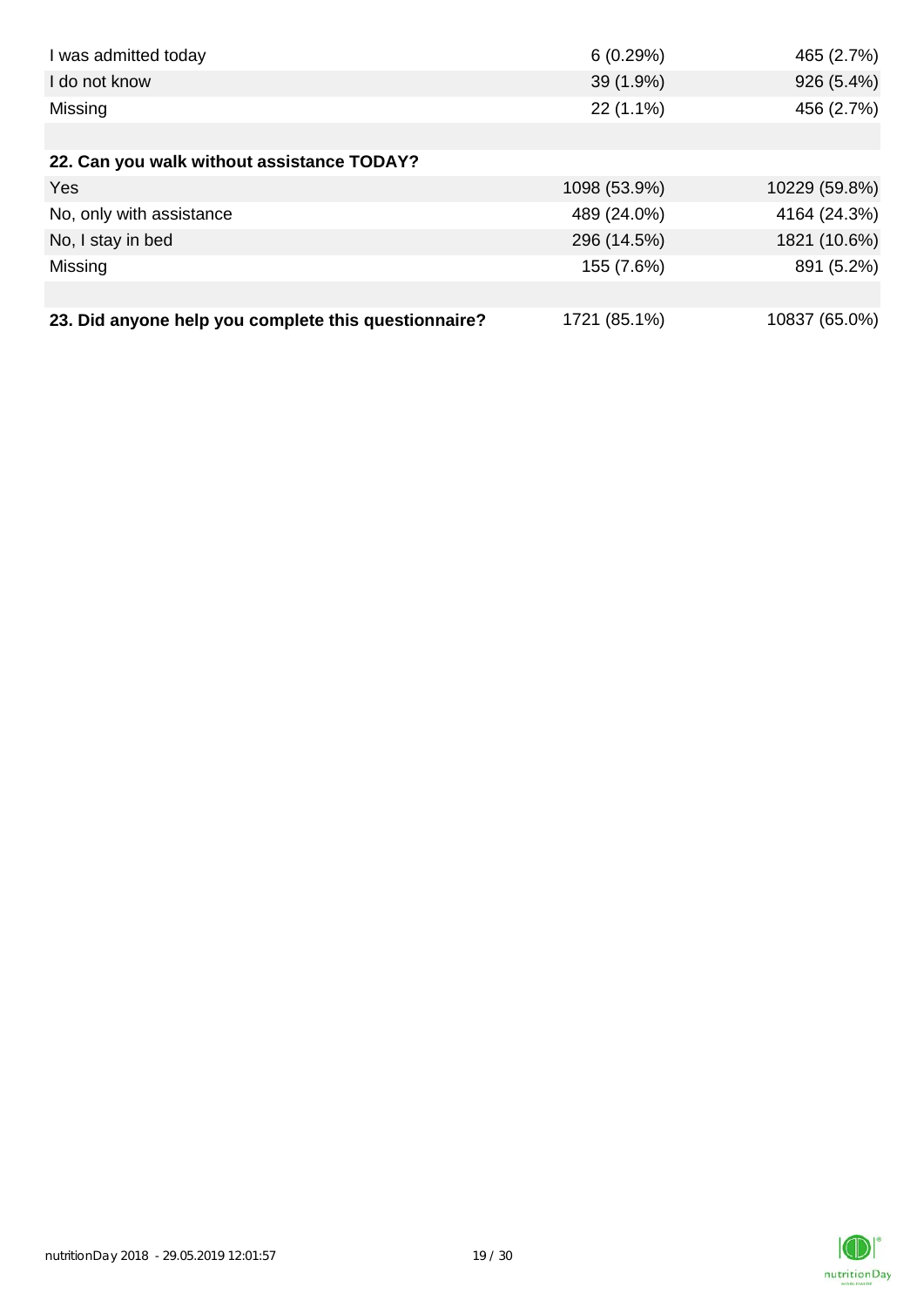| | | |
|---|---|---|
| I was admitted today | 6 (0.29%) | 465 (2.7%) |
| I do not know | 39 (1.9%) | 926 (5.4%) |
| Missing | 22 (1.1%) | 456 (2.7%) |
| | | |
| **22. Can you walk without assistance TODAY?** | | |
| Yes | 1098 (53.9%) | 10229 (59.8%) |
| No, only with assistance | 489 (24.0%) | 4164 (24.3%) |
| No, I stay in bed | 296 (14.5%) | 1821 (10.6%) |
| Missing | 155 (7.6%) | 891 (5.2%) |
| | | |
| **23. Did anyone help you complete this questionnaire?** | 1721 (85.1%) | 10837 (65.0%) |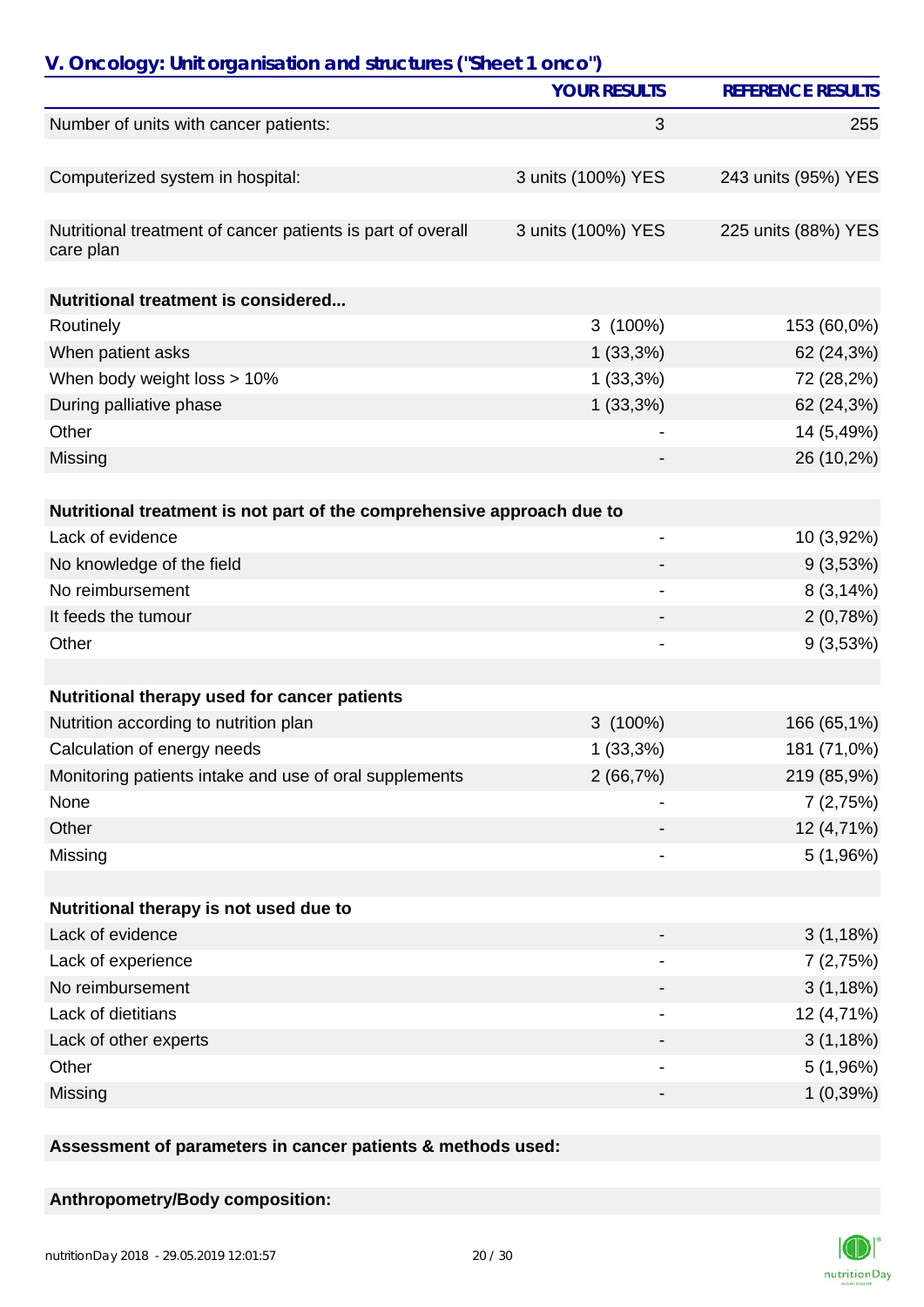## V. Oncology: Unit organisation and structures ("Sheet 1 onco")

| | YOUR RESULTS | REFERENCE RESULTS |
|---|---|---|
| Number of units with cancer patients: | 3 | 255 |
| Computerized system in hospital: | 3 units (100%) YES | 243 units (95%) YES |
| Nutritional treatment of cancer patients is part of overall care plan | 3 units (100%) YES | 225 units (88%) YES |
| **Nutritional treatment is considered...** | | |
| Routinely | 3 (100%) | 153 (60,0%) |
| When patient asks | 1 (33,3%) | 62 (24,3%) |
| When body weight loss > 10% | 1 (33,3%) | 72 (28,2%) |
| During palliative phase | 1 (33,3%) | 62 (24,3%) |
| Other | - | 14 (5,49%) |
| Missing | - | 26 (10,2%) |
| **Nutritional treatment is not part of the comprehensive approach due to** | | |
| Lack of evidence | - | 10 (3,92%) |
| No knowledge of the field | - | 9 (3,53%) |
| No reimbursement | - | 8 (3,14%) |
| It feeds the tumour | - | 2 (0,78%) |
| Other | - | 9 (3,53%) |
| **Nutritional therapy used for cancer patients** | | |
| Nutrition according to nutrition plan | 3 (100%) | 166 (65,1%) |
| Calculation of energy needs | 1 (33,3%) | 181 (71,0%) |
| Monitoring patients intake and use of oral supplements | 2 (66,7%) | 219 (85,9%) |
| None | - | 7 (2,75%) |
| Other | - | 12 (4,71%) |
| Missing | - | 5 (1,96%) |
| **Nutritional therapy is not used due to** | | |
| Lack of evidence | - | 3 (1,18%) |
| Lack of experience | - | 7 (2,75%) |
| No reimbursement | - | 3 (1,18%) |
| Lack of dietitians | - | 12 (4,71%) |
| Lack of other experts | - | 3 (1,18%) |
| Other | - | 5 (1,96%) |
| Missing | - | 1 (0,39%) |

**Assessment of parameters in cancer patients & methods used:**

**Anthropometry/Body composition:**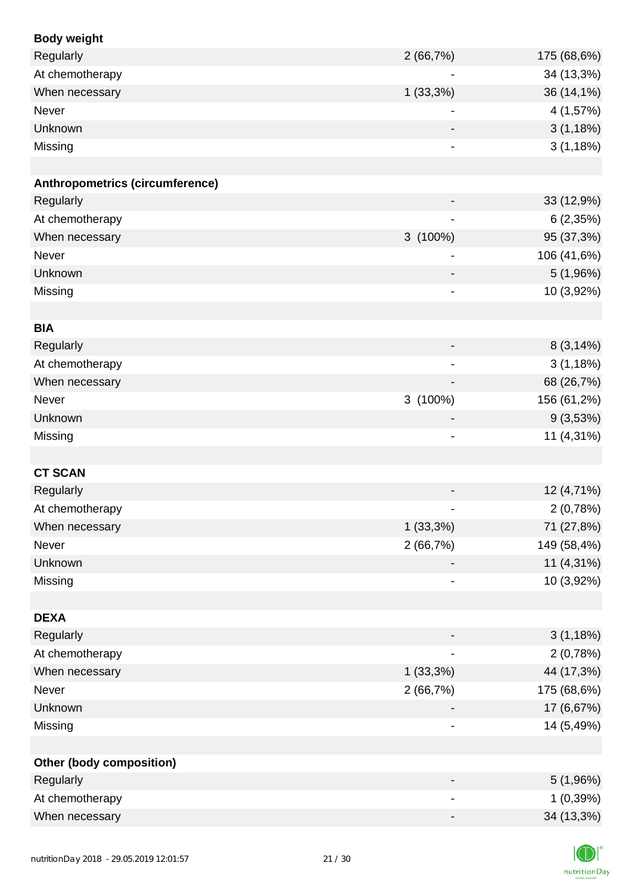| **Body weight** | | |
|---|---|---|
| Regularly | 2 (66,7%) | 175 (68,6%) |
| At chemotherapy | - | 34 (13,3%) |
| When necessary | 1 (33,3%) | 36 (14,1%) |
| Never | - | 4 (1,57%) |
| Unknown | - | 3 (1,18%) |
| Missing | - | 3 (1,18%) |
| | | |
| **Anthropometrics (circumference)** | | |
| Regularly | - | 33 (12,9%) |
| At chemotherapy | - | 6 (2,35%) |
| When necessary | 3 (100%) | 95 (37,3%) |
| Never | - | 106 (41,6%) |
| Unknown | - | 5 (1,96%) |
| Missing | - | 10 (3,92%) |
| | | |
| **BIA** | | |
| Regularly | - | 8 (3,14%) |
| At chemotherapy | - | 3 (1,18%) |
| When necessary | - | 68 (26,7%) |
| Never | 3 (100%) | 156 (61,2%) |
| Unknown | - | 9 (3,53%) |
| Missing | - | 11 (4,31%) |
| | | |
| **CT SCAN** | | |
| Regularly | - | 12 (4,71%) |
| At chemotherapy | - | 2 (0,78%) |
| When necessary | 1 (33,3%) | 71 (27,8%) |
| Never | 2 (66,7%) | 149 (58,4%) |
| Unknown | - | 11 (4,31%) |
| Missing | - | 10 (3,92%) |
| | | |
| **DEXA** | | |
| Regularly | - | 3 (1,18%) |
| At chemotherapy | - | 2 (0,78%) |
| When necessary | 1 (33,3%) | 44 (17,3%) |
| Never | 2 (66,7%) | 175 (68,6%) |
| Unknown | - | 17 (6,67%) |
| Missing | - | 14 (5,49%) |
| | | |
| **Other (body composition)** | | |
| Regularly | - | 5 (1,96%) |
| At chemotherapy | - | 1 (0,39%) |
| When necessary | - | 34 (13,3%) |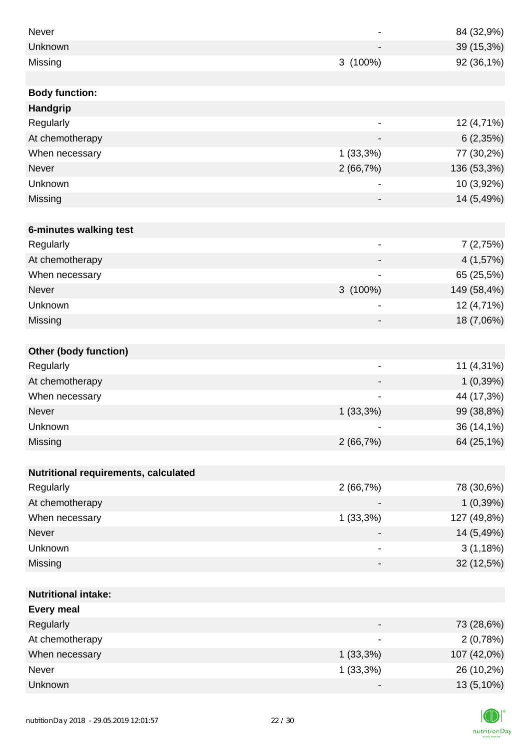| | | |
|---|---|---|
| Never | - | 84 (32,9%) |
| Unknown | - | 39 (15,3%) |
| Missing | 3 (100%) | 92 (36,1%) |
| | | |
| **Body function:** | | |
| **Handgrip** | | |
| Regularly | - | 12 (4,71%) |
| At chemotherapy | - | 6 (2,35%) |
| When necessary | 1 (33,3%) | 77 (30,2%) |
| Never | 2 (66,7%) | 136 (53,3%) |
| Unknown | - | 10 (3,92%) |
| Missing | - | 14 (5,49%) |
| | | |
| **6-minutes walking test** | | |
| Regularly | - | 7 (2,75%) |
| At chemotherapy | - | 4 (1,57%) |
| When necessary | - | 65 (25,5%) |
| Never | 3 (100%) | 149 (58,4%) |
| Unknown | - | 12 (4,71%) |
| Missing | - | 18 (7,06%) |
| | | |
| **Other (body function)** | | |
| Regularly | - | 11 (4,31%) |
| At chemotherapy | - | 1 (0,39%) |
| When necessary | - | 44 (17,3%) |
| Never | 1 (33,3%) | 99 (38,8%) |
| Unknown | - | 36 (14,1%) |
| Missing | 2 (66,7%) | 64 (25,1%) |
| | | |
| **Nutritional requirements, calculated** | | |
| Regularly | 2 (66,7%) | 78 (30,6%) |
| At chemotherapy | - | 1 (0,39%) |
| When necessary | 1 (33,3%) | 127 (49,8%) |
| Never | - | 14 (5,49%) |
| Unknown | - | 3 (1,18%) |
| Missing | - | 32 (12,5%) |
| | | |
| **Nutritional intake:** | | |
| **Every meal** | | |
| Regularly | - | 73 (28,6%) |
| At chemotherapy | - | 2 (0,78%) |
| When necessary | 1 (33,3%) | 107 (42,0%) |
| Never | 1 (33,3%) | 26 (10,2%) |
| Unknown | - | 13 (5,10%) |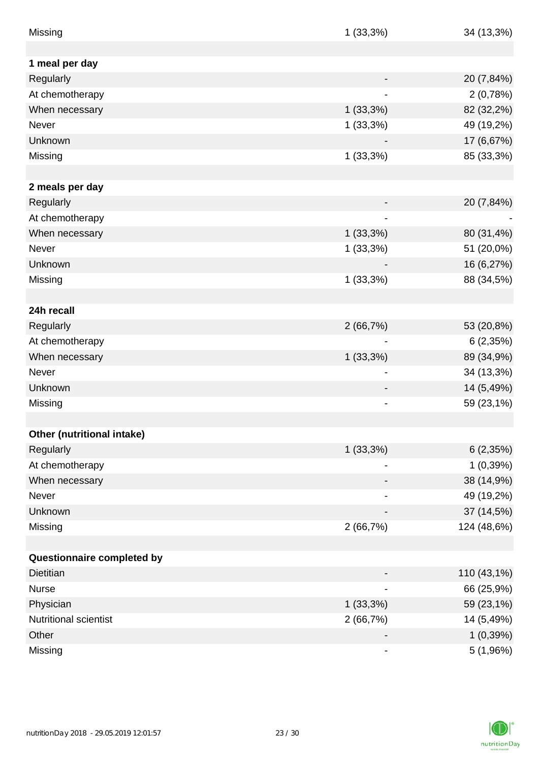| | | |
|---|---|---|
| Missing | 1 (33,3%) | 34 (13,3%) |
| | | |
| **1 meal per day** | | |
| Regularly | - | 20 (7,84%) |
| At chemotherapy | - | 2 (0,78%) |
| When necessary | 1 (33,3%) | 82 (32,2%) |
| Never | 1 (33,3%) | 49 (19,2%) |
| Unknown | - | 17 (6,67%) |
| Missing | 1 (33,3%) | 85 (33,3%) |
| | | |
| **2 meals per day** | | |
| Regularly | - | 20 (7,84%) |
| At chemotherapy | - | - |
| When necessary | 1 (33,3%) | 80 (31,4%) |
| Never | 1 (33,3%) | 51 (20,0%) |
| Unknown | - | 16 (6,27%) |
| Missing | 1 (33,3%) | 88 (34,5%) |
| | | |
| **24h recall** | | |
| Regularly | 2 (66,7%) | 53 (20,8%) |
| At chemotherapy | - | 6 (2,35%) |
| When necessary | 1 (33,3%) | 89 (34,9%) |
| Never | - | 34 (13,3%) |
| Unknown | - | 14 (5,49%) |
| Missing | - | 59 (23,1%) |
| | | |
| **Other (nutritional intake)** | | |
| Regularly | 1 (33,3%) | 6 (2,35%) |
| At chemotherapy | - | 1 (0,39%) |
| When necessary | - | 38 (14,9%) |
| Never | - | 49 (19,2%) |
| Unknown | - | 37 (14,5%) |
| Missing | 2 (66,7%) | 124 (48,6%) |
| | | |
| **Questionnaire completed by** | | |
| Dietitian | - | 110 (43,1%) |
| Nurse | - | 66 (25,9%) |
| Physician | 1 (33,3%) | 59 (23,1%) |
| Nutritional scientist | 2 (66,7%) | 14 (5,49%) |
| Other | - | 1 (0,39%) |
| Missing | - | 5 (1,96%) |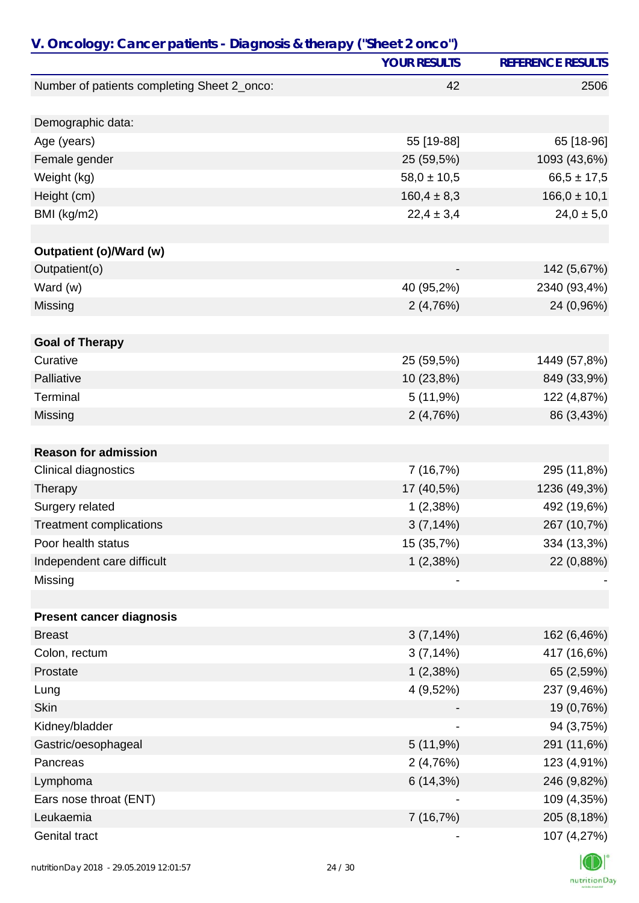## V. Oncology: Cancer patients - Diagnosis & therapy ("Sheet 2 onco")

| | YOUR RESULTS | REFERENCE RESULTS |
|---|---|---|
| Number of patients completing Sheet 2_onco: | 42 | 2506 |
| | | |
| Demographic data: | | |
| Age (years) | 55 [19-88] | 65 [18-96] |
| Female gender | 25 (59,5%) | 1093 (43,6%) |
| Weight (kg) | 58,0 ± 10,5 | 66,5 ± 17,5 |
| Height (cm) | 160,4 ± 8,3 | 166,0 ± 10,1 |
| BMI (kg/m2) | 22,4 ± 3,4 | 24,0 ± 5,0 |
| | | |
| **Outpatient (o)/Ward (w)** | | |
| Outpatient(o) | - | 142 (5,67%) |
| Ward (w) | 40 (95,2%) | 2340 (93,4%) |
| Missing | 2 (4,76%) | 24 (0,96%) |
| | | |
| **Goal of Therapy** | | |
| Curative | 25 (59,5%) | 1449 (57,8%) |
| Palliative | 10 (23,8%) | 849 (33,9%) |
| Terminal | 5 (11,9%) | 122 (4,87%) |
| Missing | 2 (4,76%) | 86 (3,43%) |
| | | |
| **Reason for admission** | | |
| Clinical diagnostics | 7 (16,7%) | 295 (11,8%) |
| Therapy | 17 (40,5%) | 1236 (49,3%) |
| Surgery related | 1 (2,38%) | 492 (19,6%) |
| Treatment complications | 3 (7,14%) | 267 (10,7%) |
| Poor health status | 15 (35,7%) | 334 (13,3%) |
| Independent care difficult | 1 (2,38%) | 22 (0,88%) |
| Missing | - | - |
| | | |
| **Present cancer diagnosis** | | |
| Breast | 3 (7,14%) | 162 (6,46%) |
| Colon, rectum | 3 (7,14%) | 417 (16,6%) |
| Prostate | 1 (2,38%) | 65 (2,59%) |
| Lung | 4 (9,52%) | 237 (9,46%) |
| Skin | - | 19 (0,76%) |
| Kidney/bladder | - | 94 (3,75%) |
| Gastric/oesophageal | 5 (11,9%) | 291 (11,6%) |
| Pancreas | 2 (4,76%) | 123 (4,91%) |
| Lymphoma | 6 (14,3%) | 246 (9,82%) |
| Ears nose throat (ENT) | - | 109 (4,35%) |
| Leukaemia | 7 (16,7%) | 205 (8,18%) |
| Genital tract | - | 107 (4,27%) |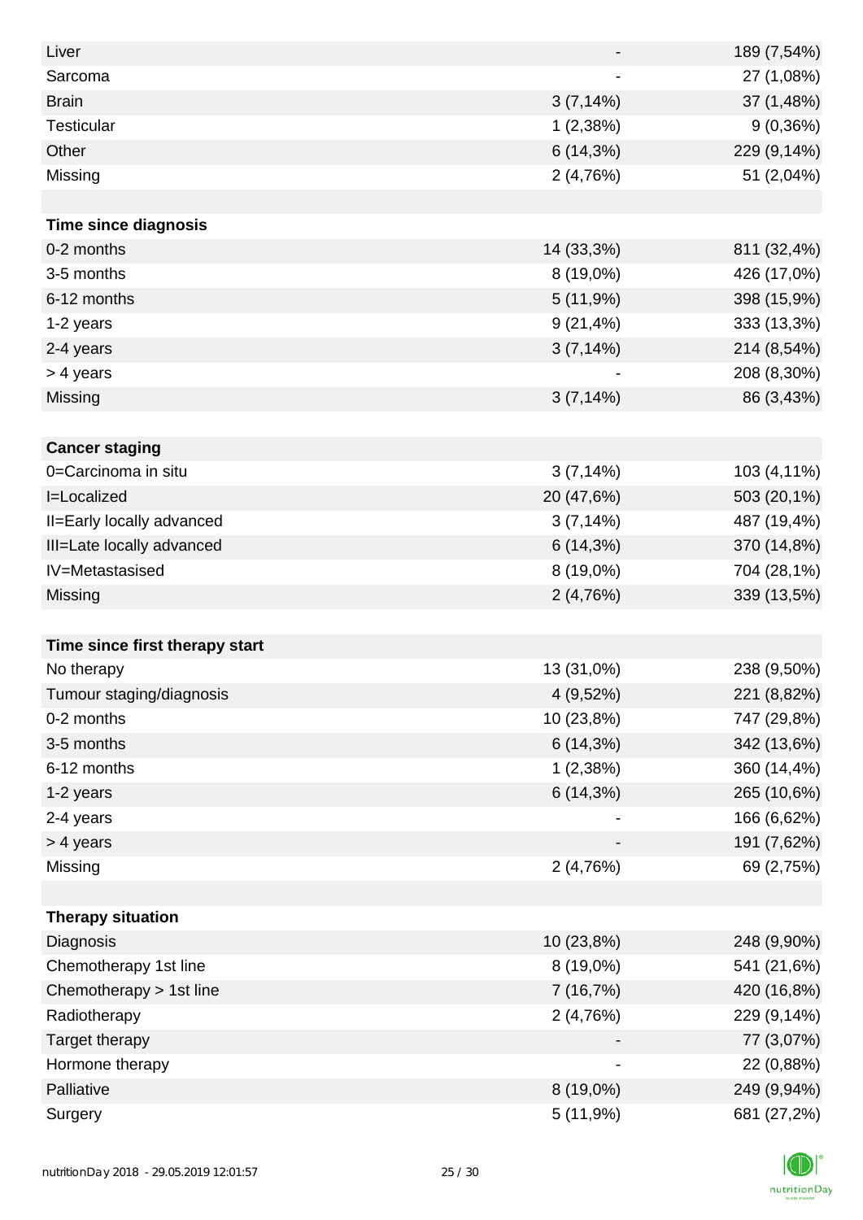| | | |
|---|---|---|
| Liver | - | 189 (7,54%) |
| Sarcoma | - | 27 (1,08%) |
| Brain | 3 (7,14%) | 37 (1,48%) |
| Testicular | 1 (2,38%) | 9 (0,36%) |
| Other | 6 (14,3%) | 229 (9,14%) |
| Missing | 2 (4,76%) | 51 (2,04%) |
| | | |
| **Time since diagnosis** | | |
| 0-2 months | 14 (33,3%) | 811 (32,4%) |
| 3-5 months | 8 (19,0%) | 426 (17,0%) |
| 6-12 months | 5 (11,9%) | 398 (15,9%) |
| 1-2 years | 9 (21,4%) | 333 (13,3%) |
| 2-4 years | 3 (7,14%) | 214 (8,54%) |
| > 4 years | - | 208 (8,30%) |
| Missing | 3 (7,14%) | 86 (3,43%) |
| | | |
| **Cancer staging** | | |
| 0=Carcinoma in situ | 3 (7,14%) | 103 (4,11%) |
| I=Localized | 20 (47,6%) | 503 (20,1%) |
| II=Early locally advanced | 3 (7,14%) | 487 (19,4%) |
| III=Late locally advanced | 6 (14,3%) | 370 (14,8%) |
| IV=Metastasised | 8 (19,0%) | 704 (28,1%) |
| Missing | 2 (4,76%) | 339 (13,5%) |
| | | |
| **Time since first therapy start** | | |
| No therapy | 13 (31,0%) | 238 (9,50%) |
| Tumour staging/diagnosis | 4 (9,52%) | 221 (8,82%) |
| 0-2 months | 10 (23,8%) | 747 (29,8%) |
| 3-5 months | 6 (14,3%) | 342 (13,6%) |
| 6-12 months | 1 (2,38%) | 360 (14,4%) |
| 1-2 years | 6 (14,3%) | 265 (10,6%) |
| 2-4 years | - | 166 (6,62%) |
| > 4 years | - | 191 (7,62%) |
| Missing | 2 (4,76%) | 69 (2,75%) |
| | | |
| **Therapy situation** | | |
| Diagnosis | 10 (23,8%) | 248 (9,90%) |
| Chemotherapy 1st line | 8 (19,0%) | 541 (21,6%) |
| Chemotherapy > 1st line | 7 (16,7%) | 420 (16,8%) |
| Radiotherapy | 2 (4,76%) | 229 (9,14%) |
| Target therapy | - | 77 (3,07%) |
| Hormone therapy | - | 22 (0,88%) |
| Palliative | 8 (19,0%) | 249 (9,94%) |
| Surgery | 5 (11,9%) | 681 (27,2%) |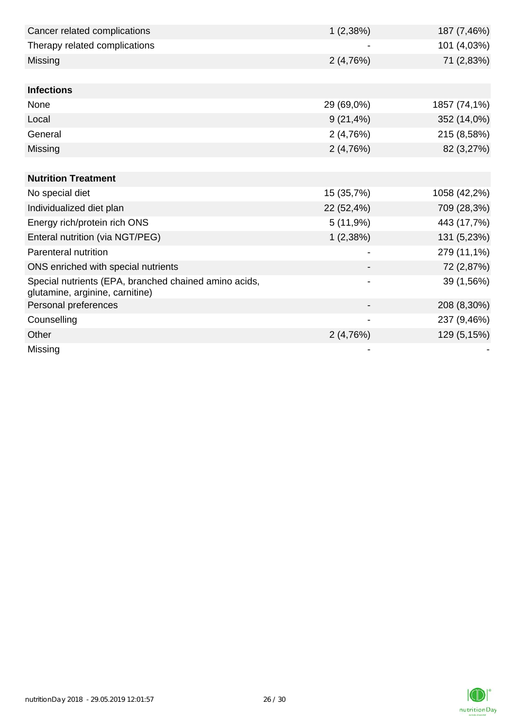| | | |
|---|---|---|
| Cancer related complications | 1 (2,38%) | 187 (7,46%) |
| Therapy related complications | - | 101 (4,03%) |
| Missing | 2 (4,76%) | 71 (2,83%) |
| | | |
| **Infections** | | |
| None | 29 (69,0%) | 1857 (74,1%) |
| Local | 9 (21,4%) | 352 (14,0%) |
| General | 2 (4,76%) | 215 (8,58%) |
| Missing | 2 (4,76%) | 82 (3,27%) |
| | | |
| **Nutrition Treatment** | | |
| No special diet | 15 (35,7%) | 1058 (42,2%) |
| Individualized diet plan | 22 (52,4%) | 709 (28,3%) |
| Energy rich/protein rich ONS | 5 (11,9%) | 443 (17,7%) |
| Enteral nutrition (via NGT/PEG) | 1 (2,38%) | 131 (5,23%) |
| Parenteral nutrition | - | 279 (11,1%) |
| ONS enriched with special nutrients | - | 72 (2,87%) |
| Special nutrients (EPA, branched chained amino acids, glutamine, arginine, carnitine) | - | 39 (1,56%) |
| Personal preferences | - | 208 (8,30%) |
| Counselling | - | 237 (9,46%) |
| Other | 2 (4,76%) | 129 (5,15%) |
| Missing | - | - |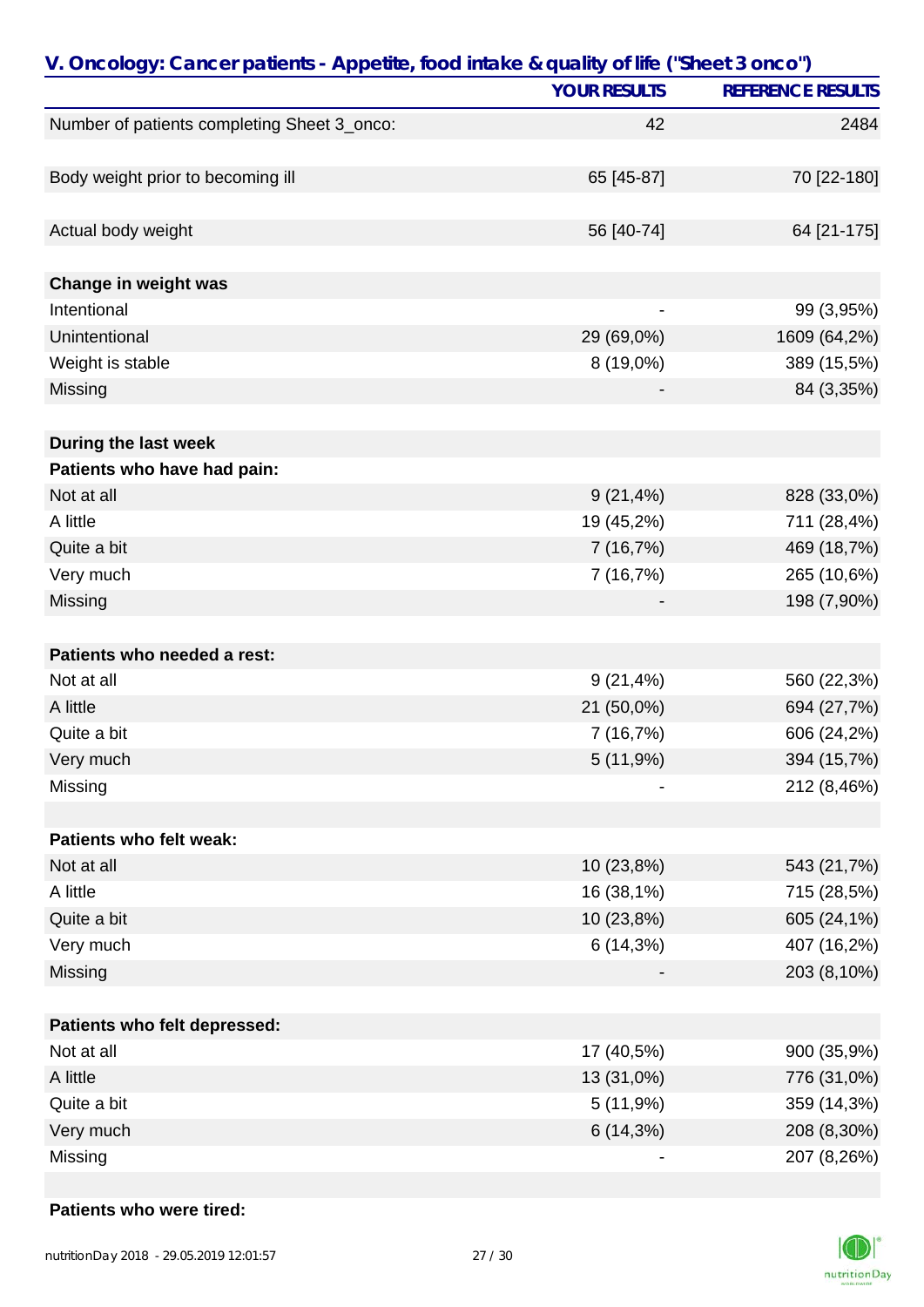## V. Oncology: Cancer patients - Appetite, food intake & quality of life ("Sheet 3 onco")

| | YOUR RESULTS | REFERENCE RESULTS |
|---|---|---|
| Number of patients completing Sheet 3_onco: | 42 | 2484 |
| | | |
| Body weight prior to becoming ill | 65 [45-87] | 70 [22-180] |
| | | |
| Actual body weight | 56 [40-74] | 64 [21-175] |
| | | |
| **Change in weight was** | | |
| Intentional | - | 99 (3,95%) |
| Unintentional | 29 (69,0%) | 1609 (64,2%) |
| Weight is stable | 8 (19,0%) | 389 (15,5%) |
| Missing | - | 84 (3,35%) |
| | | |
| **During the last week** | | |
| **Patients who have had pain:** | | |
| Not at all | 9 (21,4%) | 828 (33,0%) |
| A little | 19 (45,2%) | 711 (28,4%) |
| Quite a bit | 7 (16,7%) | 469 (18,7%) |
| Very much | 7 (16,7%) | 265 (10,6%) |
| Missing | - | 198 (7,90%) |
| | | |
| **Patients who needed a rest:** | | |
| Not at all | 9 (21,4%) | 560 (22,3%) |
| A little | 21 (50,0%) | 694 (27,7%) |
| Quite a bit | 7 (16,7%) | 606 (24,2%) |
| Very much | 5 (11,9%) | 394 (15,7%) |
| Missing | - | 212 (8,46%) |
| | | |
| **Patients who felt weak:** | | |
| Not at all | 10 (23,8%) | 543 (21,7%) |
| A little | 16 (38,1%) | 715 (28,5%) |
| Quite a bit | 10 (23,8%) | 605 (24,1%) |
| Very much | 6 (14,3%) | 407 (16,2%) |
| Missing | - | 203 (8,10%) |
| | | |
| **Patients who felt depressed:** | | |
| Not at all | 17 (40,5%) | 900 (35,9%) |
| A little | 13 (31,0%) | 776 (31,0%) |
| Quite a bit | 5 (11,9%) | 359 (14,3%) |
| Very much | 6 (14,3%) | 208 (8,30%) |
| Missing | - | 207 (8,26%) |
| | | |
| **Patients who were tired:** | | |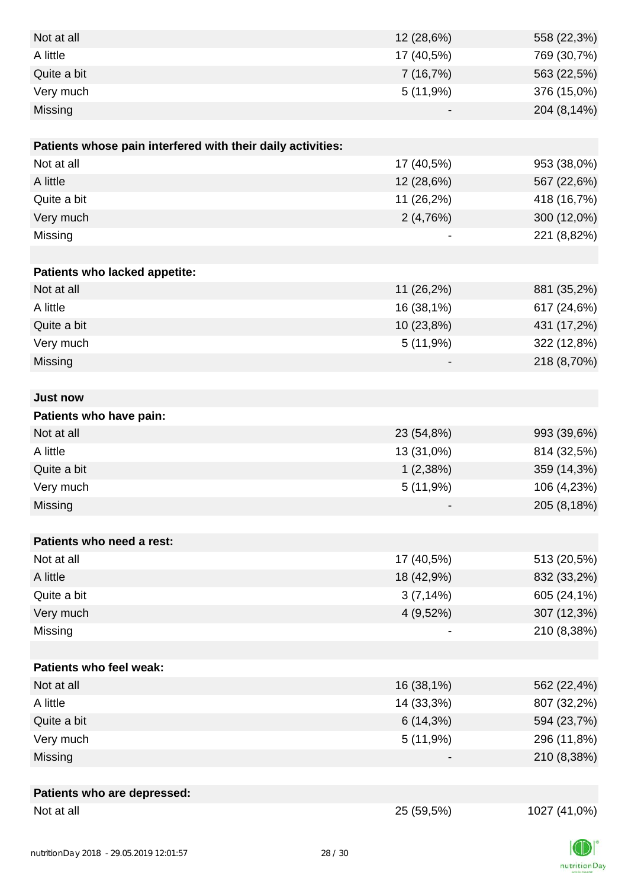| | | |
|---|---|---|
| Not at all | 12 (28,6%) | 558 (22,3%) |
| A little | 17 (40,5%) | 769 (30,7%) |
| Quite a bit | 7 (16,7%) | 563 (22,5%) |
| Very much | 5 (11,9%) | 376 (15,0%) |
| Missing | - | 204 (8,14%) |
| | | |
| **Patients whose pain interfered with their daily activities:** | | |
| Not at all | 17 (40,5%) | 953 (38,0%) |
| A little | 12 (28,6%) | 567 (22,6%) |
| Quite a bit | 11 (26,2%) | 418 (16,7%) |
| Very much | 2 (4,76%) | 300 (12,0%) |
| Missing | - | 221 (8,82%) |
| | | |
| **Patients who lacked appetite:** | | |
| Not at all | 11 (26,2%) | 881 (35,2%) |
| A little | 16 (38,1%) | 617 (24,6%) |
| Quite a bit | 10 (23,8%) | 431 (17,2%) |
| Very much | 5 (11,9%) | 322 (12,8%) |
| Missing | - | 218 (8,70%) |
| | | |
| **Just now** | | |
| **Patients who have pain:** | | |
| Not at all | 23 (54,8%) | 993 (39,6%) |
| A little | 13 (31,0%) | 814 (32,5%) |
| Quite a bit | 1 (2,38%) | 359 (14,3%) |
| Very much | 5 (11,9%) | 106 (4,23%) |
| Missing | - | 205 (8,18%) |
| | | |
| **Patients who need a rest:** | | |
| Not at all | 17 (40,5%) | 513 (20,5%) |
| A little | 18 (42,9%) | 832 (33,2%) |
| Quite a bit | 3 (7,14%) | 605 (24,1%) |
| Very much | 4 (9,52%) | 307 (12,3%) |
| Missing | - | 210 (8,38%) |
| | | |
| **Patients who feel weak:** | | |
| Not at all | 16 (38,1%) | 562 (22,4%) |
| A little | 14 (33,3%) | 807 (32,2%) |
| Quite a bit | 6 (14,3%) | 594 (23,7%) |
| Very much | 5 (11,9%) | 296 (11,8%) |
| Missing | - | 210 (8,38%) |
| | | |
| **Patients who are depressed:** | | |
| Not at all | 25 (59,5%) | 1027 (41,0%) |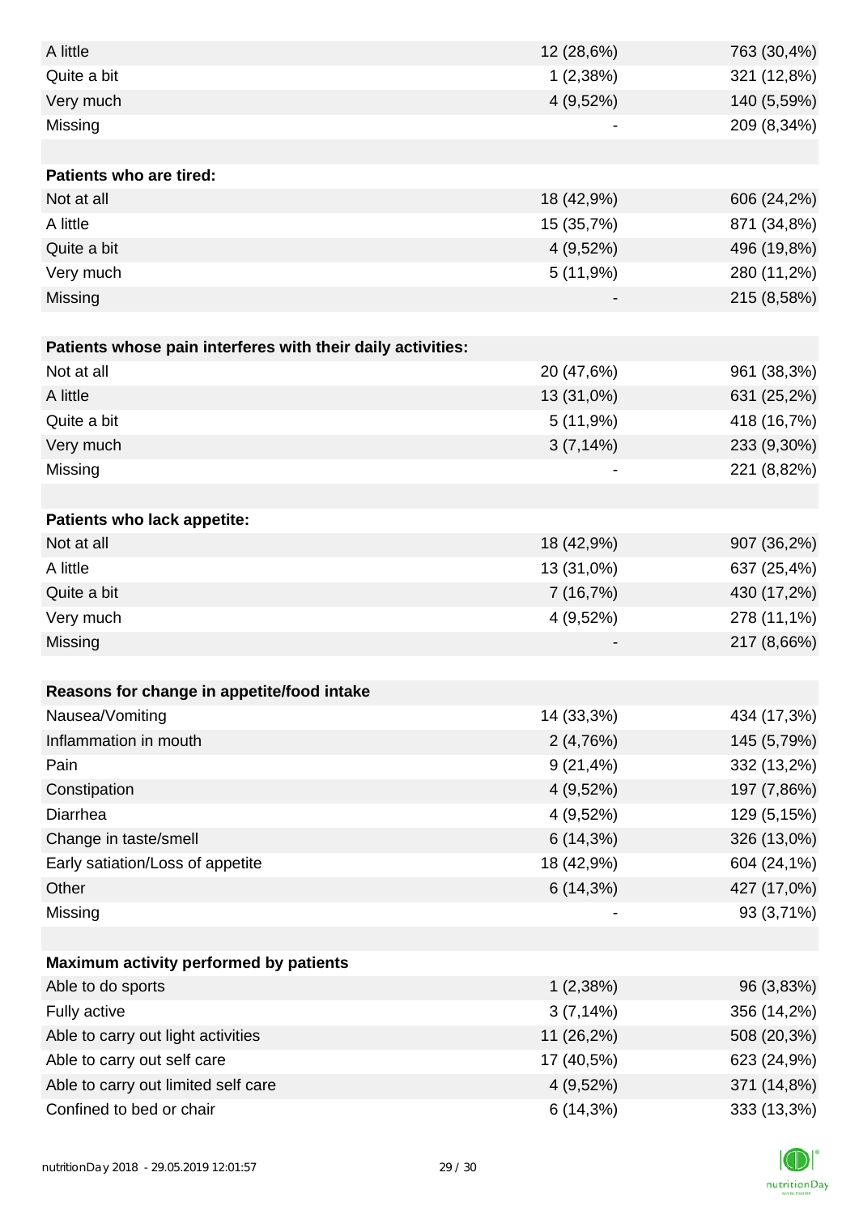| | | |
|---|---|---|
| A little | 12 (28,6%) | 763 (30,4%) |
| Quite a bit | 1 (2,38%) | 321 (12,8%) |
| Very much | 4 (9,52%) | 140 (5,59%) |
| Missing | - | 209 (8,34%) |
| | | |
| **Patients who are tired:** | | |
| Not at all | 18 (42,9%) | 606 (24,2%) |
| A little | 15 (35,7%) | 871 (34,8%) |
| Quite a bit | 4 (9,52%) | 496 (19,8%) |
| Very much | 5 (11,9%) | 280 (11,2%) |
| Missing | - | 215 (8,58%) |
| | | |
| **Patients whose pain interferes with their daily activities:** | | |
| Not at all | 20 (47,6%) | 961 (38,3%) |
| A little | 13 (31,0%) | 631 (25,2%) |
| Quite a bit | 5 (11,9%) | 418 (16,7%) |
| Very much | 3 (7,14%) | 233 (9,30%) |
| Missing | - | 221 (8,82%) |
| | | |
| **Patients who lack appetite:** | | |
| Not at all | 18 (42,9%) | 907 (36,2%) |
| A little | 13 (31,0%) | 637 (25,4%) |
| Quite a bit | 7 (16,7%) | 430 (17,2%) |
| Very much | 4 (9,52%) | 278 (11,1%) |
| Missing | - | 217 (8,66%) |
| | | |
| **Reasons for change in appetite/food intake** | | |
| Nausea/Vomiting | 14 (33,3%) | 434 (17,3%) |
| Inflammation in mouth | 2 (4,76%) | 145 (5,79%) |
| Pain | 9 (21,4%) | 332 (13,2%) |
| Constipation | 4 (9,52%) | 197 (7,86%) |
| Diarrhea | 4 (9,52%) | 129 (5,15%) |
| Change in taste/smell | 6 (14,3%) | 326 (13,0%) |
| Early satiation/Loss of appetite | 18 (42,9%) | 604 (24,1%) |
| Other | 6 (14,3%) | 427 (17,0%) |
| Missing | - | 93 (3,71%) |
| | | |
| **Maximum activity performed by patients** | | |
| Able to do sports | 1 (2,38%) | 96 (3,83%) |
| Fully active | 3 (7,14%) | 356 (14,2%) |
| Able to carry out light activities | 11 (26,2%) | 508 (20,3%) |
| Able to carry out self care | 17 (40,5%) | 623 (24,9%) |
| Able to carry out limited self care | 4 (9,52%) | 371 (14,8%) |
| Confined to bed or chair | 6 (14,3%) | 333 (13,3%) |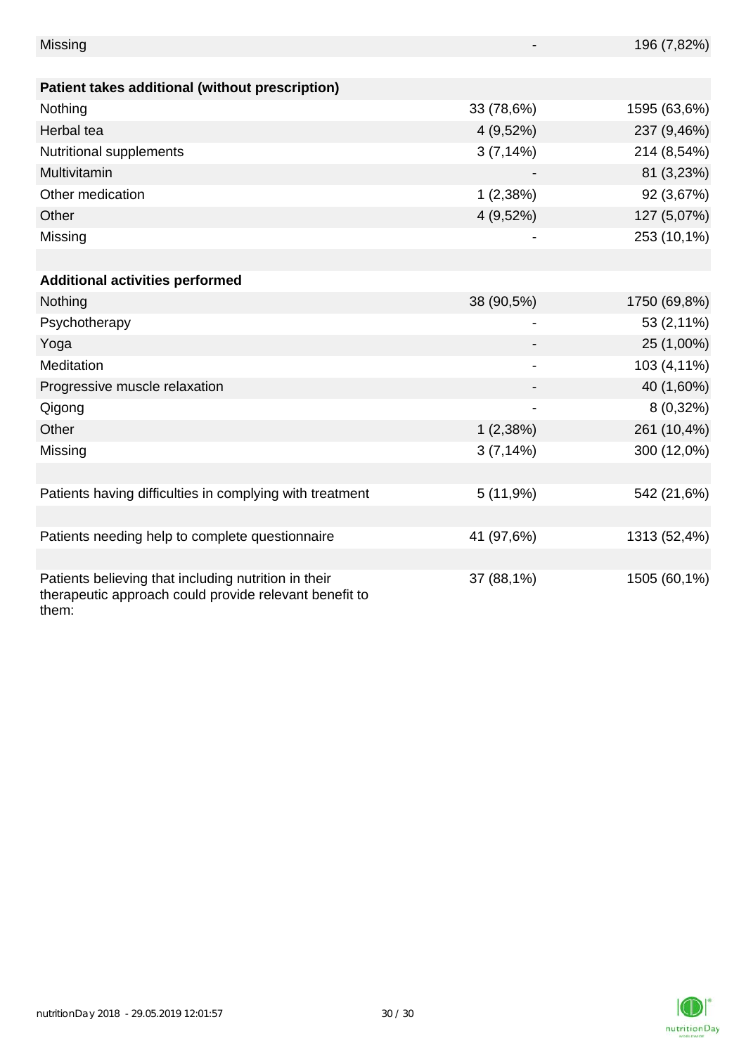| | | |
|---|---|---|
| Missing | - | 196 (7,82%) |
| | | |
| **Patient takes additional (without prescription)** | | |
| Nothing | 33 (78,6%) | 1595 (63,6%) |
| Herbal tea | 4 (9,52%) | 237 (9,46%) |
| Nutritional supplements | 3 (7,14%) | 214 (8,54%) |
| Multivitamin | - | 81 (3,23%) |
| Other medication | 1 (2,38%) | 92 (3,67%) |
| Other | 4 (9,52%) | 127 (5,07%) |
| Missing | - | 253 (10,1%) |
| | | |
| **Additional activities performed** | | |
| Nothing | 38 (90,5%) | 1750 (69,8%) |
| Psychotherapy | - | 53 (2,11%) |
| Yoga | - | 25 (1,00%) |
| Meditation | - | 103 (4,11%) |
| Progressive muscle relaxation | - | 40 (1,60%) |
| Qigong | - | 8 (0,32%) |
| Other | 1 (2,38%) | 261 (10,4%) |
| Missing | 3 (7,14%) | 300 (12,0%) |
| | | |
| Patients having difficulties in complying with treatment | 5 (11,9%) | 542 (21,6%) |
| | | |
| Patients needing help to complete questionnaire | 41 (97,6%) | 1313 (52,4%) |
| | | |
| Patients believing that including nutrition in their therapeutic approach could provide relevant benefit to them: | 37 (88,1%) | 1505 (60,1%) |